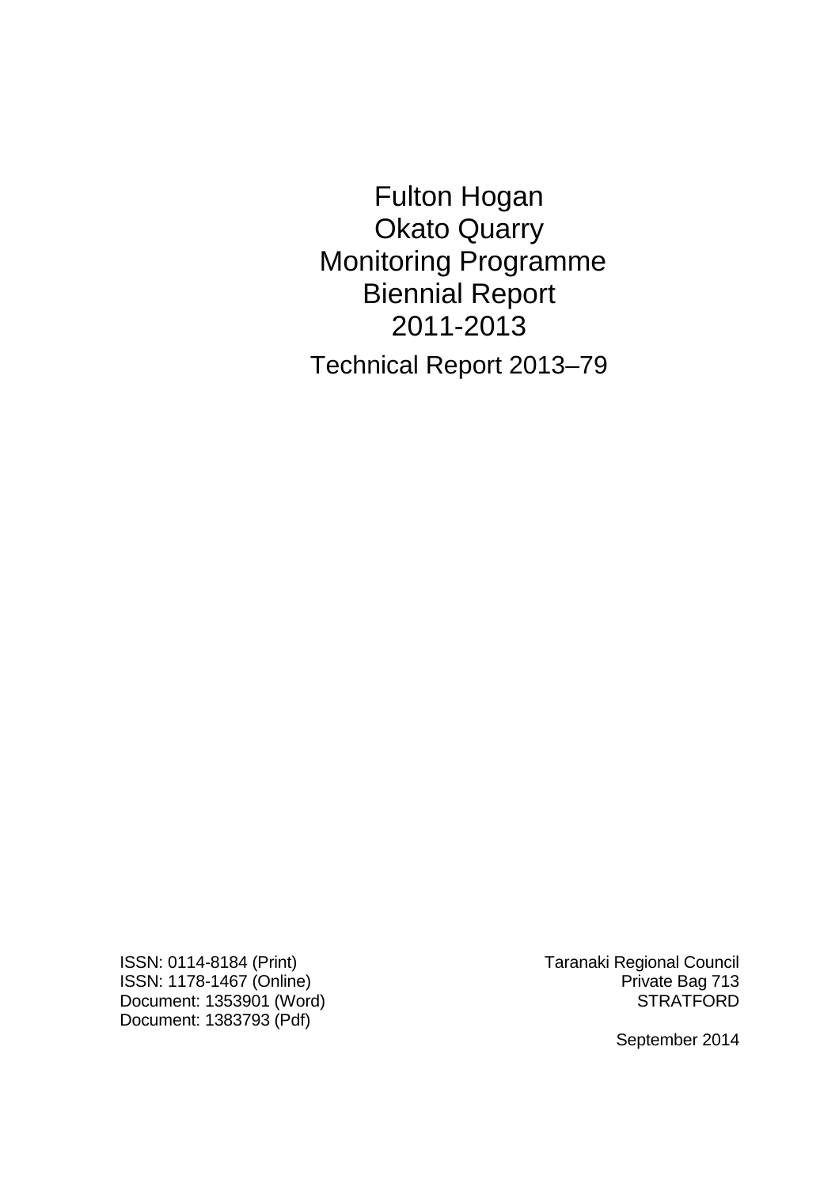# Fulton Hogan
# Okato Quarry
# Monitoring Programme
# Biennial Report
# 2011-2013

## Technical Report 2013–79

ISSN: 0114-8184 (Print)
ISSN: 1178-1467 (Online)
Document: 1353901 (Word)
Document: 1383793 (Pdf)

Taranaki Regional Council
Private Bag 713
STRATFORD

September 2014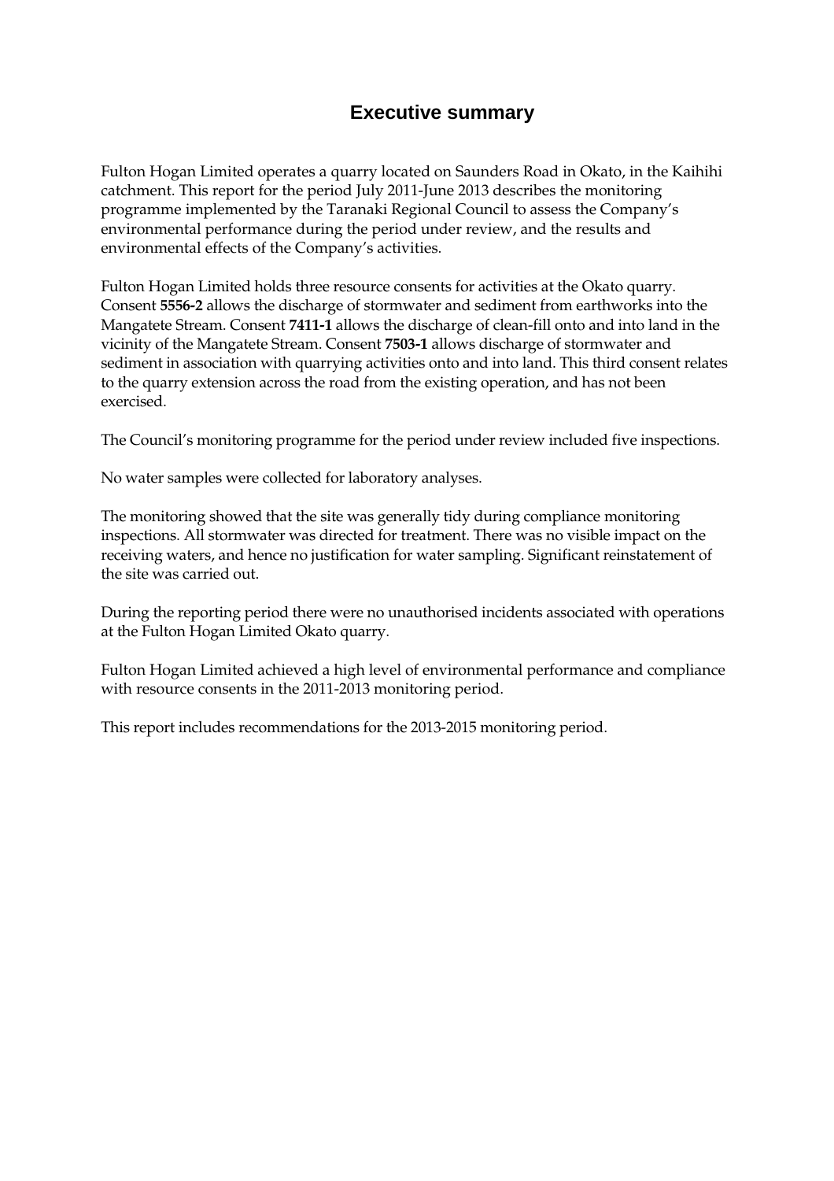# Executive summary

Fulton Hogan Limited operates a quarry located on Saunders Road in Okato, in the Kaihihi catchment. This report for the period July 2011-June 2013 describes the monitoring programme implemented by the Taranaki Regional Council to assess the Company's environmental performance during the period under review, and the results and environmental effects of the Company's activities.

Fulton Hogan Limited holds three resource consents for activities at the Okato quarry. Consent **5556-2** allows the discharge of stormwater and sediment from earthworks into the Mangatete Stream. Consent **7411-1** allows the discharge of clean-fill onto and into land in the vicinity of the Mangatete Stream. Consent **7503-1** allows discharge of stormwater and sediment in association with quarrying activities onto and into land. This third consent relates to the quarry extension across the road from the existing operation, and has not been exercised.

The Council's monitoring programme for the period under review included five inspections.

No water samples were collected for laboratory analyses.

The monitoring showed that the site was generally tidy during compliance monitoring inspections. All stormwater was directed for treatment. There was no visible impact on the receiving waters, and hence no justification for water sampling. Significant reinstatement of the site was carried out.

During the reporting period there were no unauthorised incidents associated with operations at the Fulton Hogan Limited Okato quarry.

Fulton Hogan Limited achieved a high level of environmental performance and compliance with resource consents in the 2011-2013 monitoring period.

This report includes recommendations for the 2013-2015 monitoring period.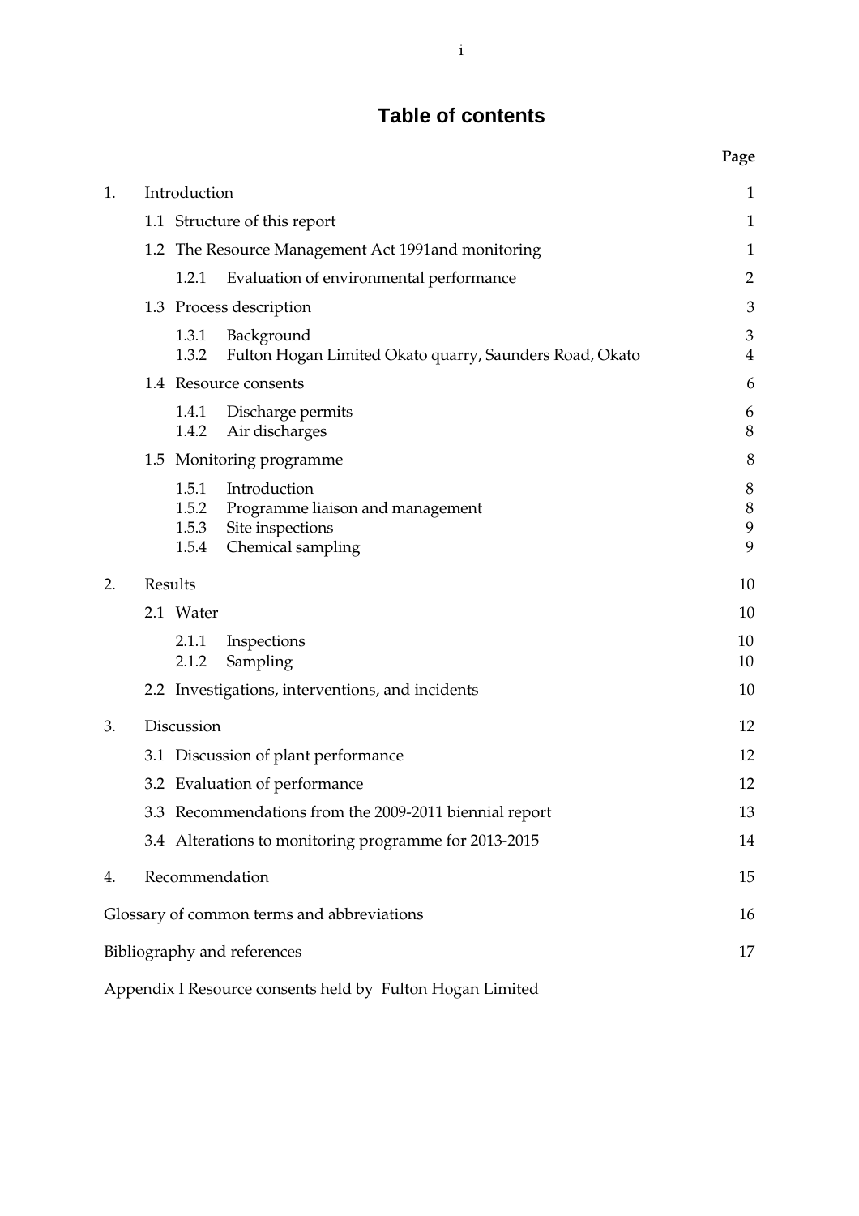# Table of contents

| | Page |
|---|---|
| 1. Introduction | 1 |
| 1.1 Structure of this report | 1 |
| 1.2 The Resource Management Act 1991and monitoring | 1 |
| 1.2.1 Evaluation of environmental performance | 2 |
| 1.3 Process description | 3 |
| 1.3.1 Background | 3 |
| 1.3.2 Fulton Hogan Limited Okato quarry, Saunders Road, Okato | 4 |
| 1.4 Resource consents | 6 |
| 1.4.1 Discharge permits | 6 |
| 1.4.2 Air discharges | 8 |
| 1.5 Monitoring programme | 8 |
| 1.5.1 Introduction | 8 |
| 1.5.2 Programme liaison and management | 8 |
| 1.5.3 Site inspections | 9 |
| 1.5.4 Chemical sampling | 9 |
| 2. Results | 10 |
| 2.1 Water | 10 |
| 2.1.1 Inspections | 10 |
| 2.1.2 Sampling | 10 |
| 2.2 Investigations, interventions, and incidents | 10 |
| 3. Discussion | 12 |
| 3.1 Discussion of plant performance | 12 |
| 3.2 Evaluation of performance | 12 |
| 3.3 Recommendations from the 2009-2011 biennial report | 13 |
| 3.4 Alterations to monitoring programme for 2013-2015 | 14 |
| 4. Recommendation | 15 |
| Glossary of common terms and abbreviations | 16 |
| Bibliography and references | 17 |
| Appendix I Resource consents held by Fulton Hogan Limited | |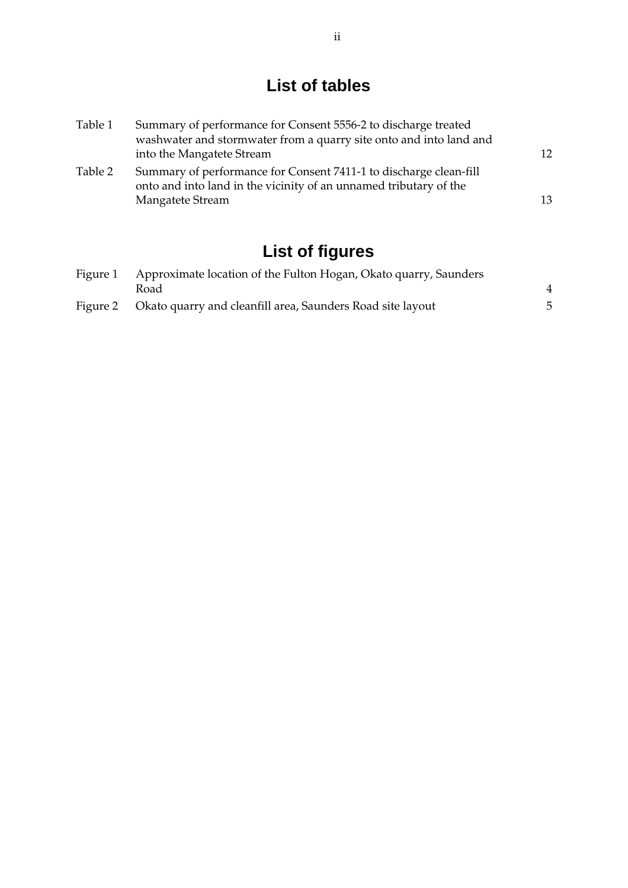# List of tables

| | | |
|---|---|---|
| Table 1 | Summary of performance for Consent 5556-2 to discharge treated washwater and stormwater from a quarry site onto and into land and into the Mangatete Stream | 12 |
| Table 2 | Summary of performance for Consent 7411-1 to discharge clean-fill onto and into land in the vicinity of an unnamed tributary of the Mangatete Stream | 13 |

# List of figures

| | | |
|---|---|---|
| Figure 1 | Approximate location of the Fulton Hogan, Okato quarry, Saunders Road | 4 |
| Figure 2 | Okato quarry and cleanfill area, Saunders Road site layout | 5 |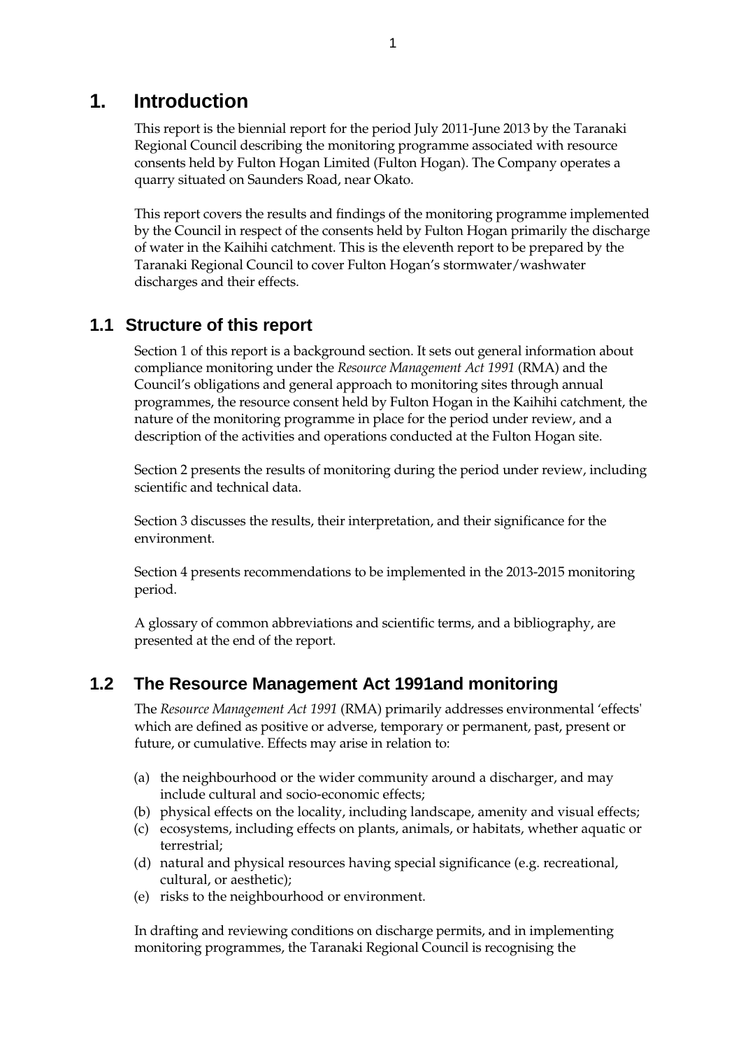# 1. Introduction

This report is the biennial report for the period July 2011-June 2013 by the Taranaki Regional Council describing the monitoring programme associated with resource consents held by Fulton Hogan Limited (Fulton Hogan). The Company operates a quarry situated on Saunders Road, near Okato.

This report covers the results and findings of the monitoring programme implemented by the Council in respect of the consents held by Fulton Hogan primarily the discharge of water in the Kaihihi catchment. This is the eleventh report to be prepared by the Taranaki Regional Council to cover Fulton Hogan's stormwater/washwater discharges and their effects.

## 1.1 Structure of this report

Section 1 of this report is a background section. It sets out general information about compliance monitoring under the *Resource Management Act 1991* (RMA) and the Council's obligations and general approach to monitoring sites through annual programmes, the resource consent held by Fulton Hogan in the Kaihihi catchment, the nature of the monitoring programme in place for the period under review, and a description of the activities and operations conducted at the Fulton Hogan site.

Section 2 presents the results of monitoring during the period under review, including scientific and technical data.

Section 3 discusses the results, their interpretation, and their significance for the environment.

Section 4 presents recommendations to be implemented in the 2013-2015 monitoring period.

A glossary of common abbreviations and scientific terms, and a bibliography, are presented at the end of the report.

## 1.2 The Resource Management Act 1991and monitoring

The *Resource Management Act 1991* (RMA) primarily addresses environmental 'effects' which are defined as positive or adverse, temporary or permanent, past, present or future, or cumulative. Effects may arise in relation to:

(a) the neighbourhood or the wider community around a discharger, and may include cultural and socio-economic effects;
(b) physical effects on the locality, including landscape, amenity and visual effects;
(c) ecosystems, including effects on plants, animals, or habitats, whether aquatic or terrestrial;
(d) natural and physical resources having special significance (e.g. recreational, cultural, or aesthetic);
(e) risks to the neighbourhood or environment.

In drafting and reviewing conditions on discharge permits, and in implementing monitoring programmes, the Taranaki Regional Council is recognising the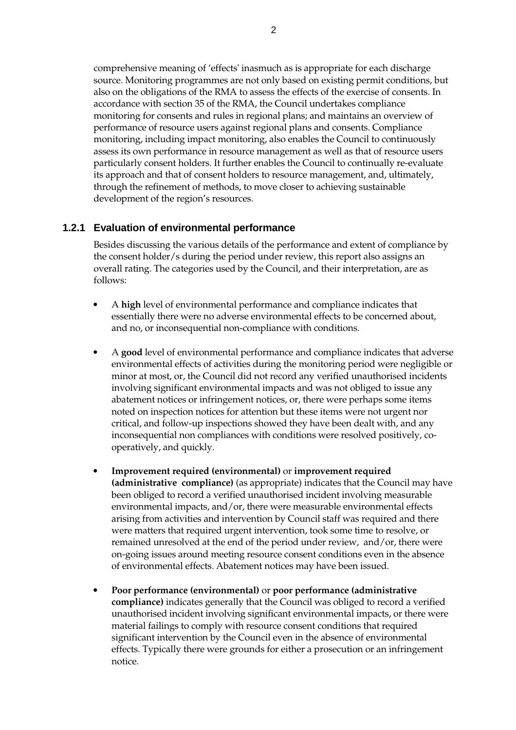comprehensive meaning of 'effects' inasmuch as is appropriate for each discharge source. Monitoring programmes are not only based on existing permit conditions, but also on the obligations of the RMA to assess the effects of the exercise of consents. In accordance with section 35 of the RMA, the Council undertakes compliance monitoring for consents and rules in regional plans; and maintains an overview of performance of resource users against regional plans and consents. Compliance monitoring, including impact monitoring, also enables the Council to continuously assess its own performance in resource management as well as that of resource users particularly consent holders. It further enables the Council to continually re-evaluate its approach and that of consent holders to resource management, and, ultimately, through the refinement of methods, to move closer to achieving sustainable development of the region's resources.

### 1.2.1 Evaluation of environmental performance

Besides discussing the various details of the performance and extent of compliance by the consent holder/s during the period under review, this report also assigns an overall rating. The categories used by the Council, and their interpretation, are as follows:

- A **high** level of environmental performance and compliance indicates that essentially there were no adverse environmental effects to be concerned about, and no, or inconsequential non-compliance with conditions.
- A **good** level of environmental performance and compliance indicates that adverse environmental effects of activities during the monitoring period were negligible or minor at most, or, the Council did not record any verified unauthorised incidents involving significant environmental impacts and was not obliged to issue any abatement notices or infringement notices, or, there were perhaps some items noted on inspection notices for attention but these items were not urgent nor critical, and follow-up inspections showed they have been dealt with, and any inconsequential non compliances with conditions were resolved positively, co-operatively, and quickly.
- **Improvement required (environmental)** or **improvement required (administrative compliance)** (as appropriate) indicates that the Council may have been obliged to record a verified unauthorised incident involving measurable environmental impacts, and/or, there were measurable environmental effects arising from activities and intervention by Council staff was required and there were matters that required urgent intervention, took some time to resolve, or remained unresolved at the end of the period under review, and/or, there were on-going issues around meeting resource consent conditions even in the absence of environmental effects. Abatement notices may have been issued.
- **Poor performance (environmental)** or **poor performance (administrative compliance)** indicates generally that the Council was obliged to record a verified unauthorised incident involving significant environmental impacts, or there were material failings to comply with resource consent conditions that required significant intervention by the Council even in the absence of environmental effects. Typically there were grounds for either a prosecution or an infringement notice.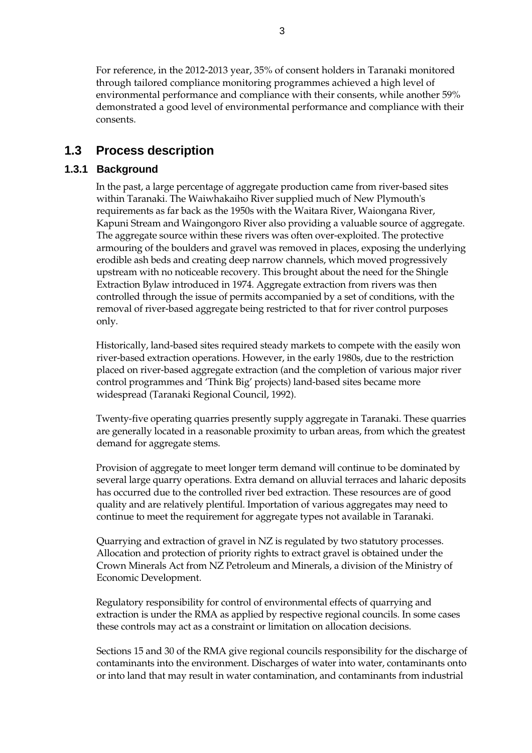For reference, in the 2012-2013 year, 35% of consent holders in Taranaki monitored through tailored compliance monitoring programmes achieved a high level of environmental performance and compliance with their consents, while another 59% demonstrated a good level of environmental performance and compliance with their consents.

## 1.3 Process description

### 1.3.1 Background

In the past, a large percentage of aggregate production came from river-based sites within Taranaki. The Waiwhakaiho River supplied much of New Plymouth's requirements as far back as the 1950s with the Waitara River, Waiongana River, Kapuni Stream and Waingongoro River also providing a valuable source of aggregate. The aggregate source within these rivers was often over-exploited. The protective armouring of the boulders and gravel was removed in places, exposing the underlying erodible ash beds and creating deep narrow channels, which moved progressively upstream with no noticeable recovery. This brought about the need for the Shingle Extraction Bylaw introduced in 1974. Aggregate extraction from rivers was then controlled through the issue of permits accompanied by a set of conditions, with the removal of river-based aggregate being restricted to that for river control purposes only.

Historically, land-based sites required steady markets to compete with the easily won river-based extraction operations. However, in the early 1980s, due to the restriction placed on river-based aggregate extraction (and the completion of various major river control programmes and 'Think Big' projects) land-based sites became more widespread (Taranaki Regional Council, 1992).

Twenty-five operating quarries presently supply aggregate in Taranaki. These quarries are generally located in a reasonable proximity to urban areas, from which the greatest demand for aggregate stems.

Provision of aggregate to meet longer term demand will continue to be dominated by several large quarry operations. Extra demand on alluvial terraces and laharic deposits has occurred due to the controlled river bed extraction. These resources are of good quality and are relatively plentiful. Importation of various aggregates may need to continue to meet the requirement for aggregate types not available in Taranaki.

Quarrying and extraction of gravel in NZ is regulated by two statutory processes. Allocation and protection of priority rights to extract gravel is obtained under the Crown Minerals Act from NZ Petroleum and Minerals, a division of the Ministry of Economic Development.

Regulatory responsibility for control of environmental effects of quarrying and extraction is under the RMA as applied by respective regional councils. In some cases these controls may act as a constraint or limitation on allocation decisions.

Sections 15 and 30 of the RMA give regional councils responsibility for the discharge of contaminants into the environment. Discharges of water into water, contaminants onto or into land that may result in water contamination, and contaminants from industrial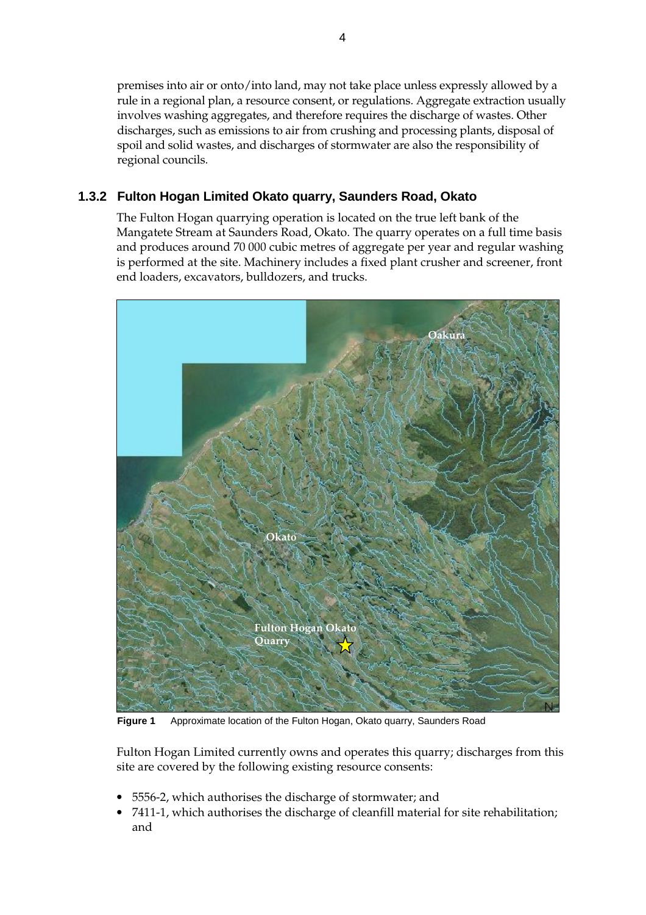premises into air or onto/into land, may not take place unless expressly allowed by a rule in a regional plan, a resource consent, or regulations. Aggregate extraction usually involves washing aggregates, and therefore requires the discharge of wastes. Other discharges, such as emissions to air from crushing and processing plants, disposal of spoil and solid wastes, and discharges of stormwater are also the responsibility of regional councils.

### 1.3.2 Fulton Hogan Limited Okato quarry, Saunders Road, Okato

The Fulton Hogan quarrying operation is located on the true left bank of the Mangatete Stream at Saunders Road, Okato. The quarry operates on a full time basis and produces around 70 000 cubic metres of aggregate per year and regular washing is performed at the site. Machinery includes a fixed plant crusher and screener, front end loaders, excavators, bulldozers, and trucks.

**Figure 1** Approximate location of the Fulton Hogan, Okato quarry, Saunders Road

Fulton Hogan Limited currently owns and operates this quarry; discharges from this site are covered by the following existing resource consents:

- 5556-2, which authorises the discharge of stormwater; and
- 7411-1, which authorises the discharge of cleanfill material for site rehabilitation; and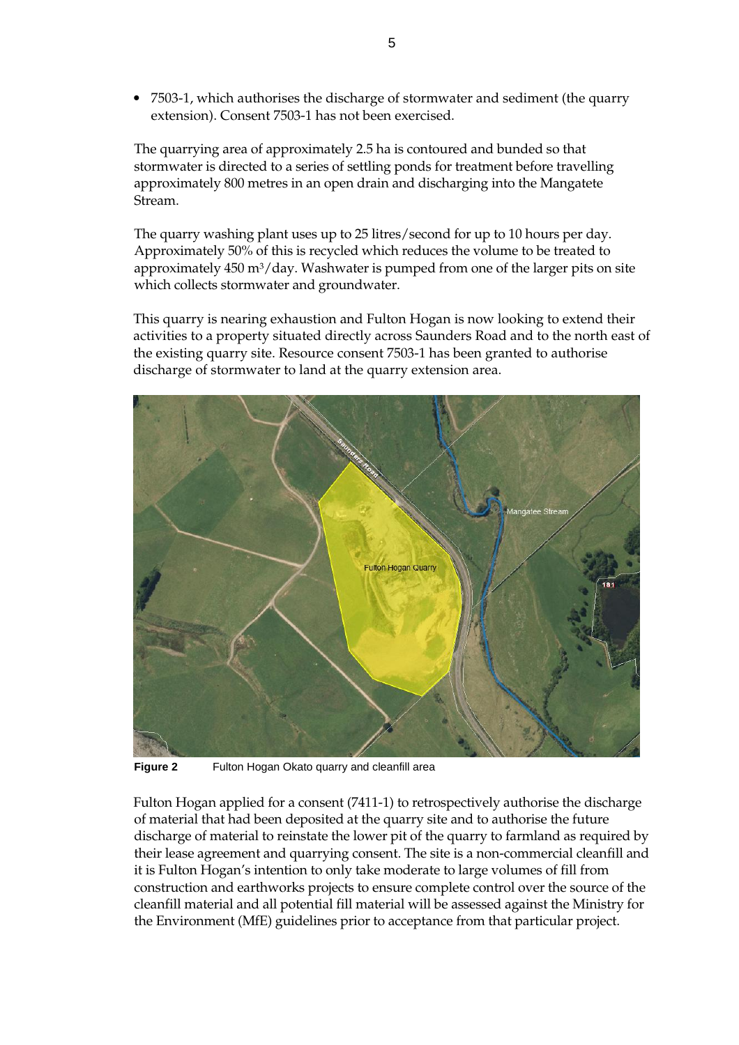- 7503-1, which authorises the discharge of stormwater and sediment (the quarry extension). Consent 7503-1 has not been exercised.

The quarrying area of approximately 2.5 ha is contoured and bunded so that stormwater is directed to a series of settling ponds for treatment before travelling approximately 800 metres in an open drain and discharging into the Mangatete Stream.

The quarry washing plant uses up to 25 litres/second for up to 10 hours per day. Approximately 50% of this is recycled which reduces the volume to be treated to approximately 450 $m^3$/day. Washwater is pumped from one of the larger pits on site which collects stormwater and groundwater.

This quarry is nearing exhaustion and Fulton Hogan is now looking to extend their activities to a property situated directly across Saunders Road and to the north east of the existing quarry site. Resource consent 7503-1 has been granted to authorise discharge of stormwater to land at the quarry extension area.

**Figure 2** Fulton Hogan Okato quarry and cleanfill area

Fulton Hogan applied for a consent (7411-1) to retrospectively authorise the discharge of material that had been deposited at the quarry site and to authorise the future discharge of material to reinstate the lower pit of the quarry to farmland as required by their lease agreement and quarrying consent. The site is a non-commercial cleanfill and it is Fulton Hogan's intention to only take moderate to large volumes of fill from construction and earthworks projects to ensure complete control over the source of the cleanfill material and all potential fill material will be assessed against the Ministry for the Environment (MfE) guidelines prior to acceptance from that particular project.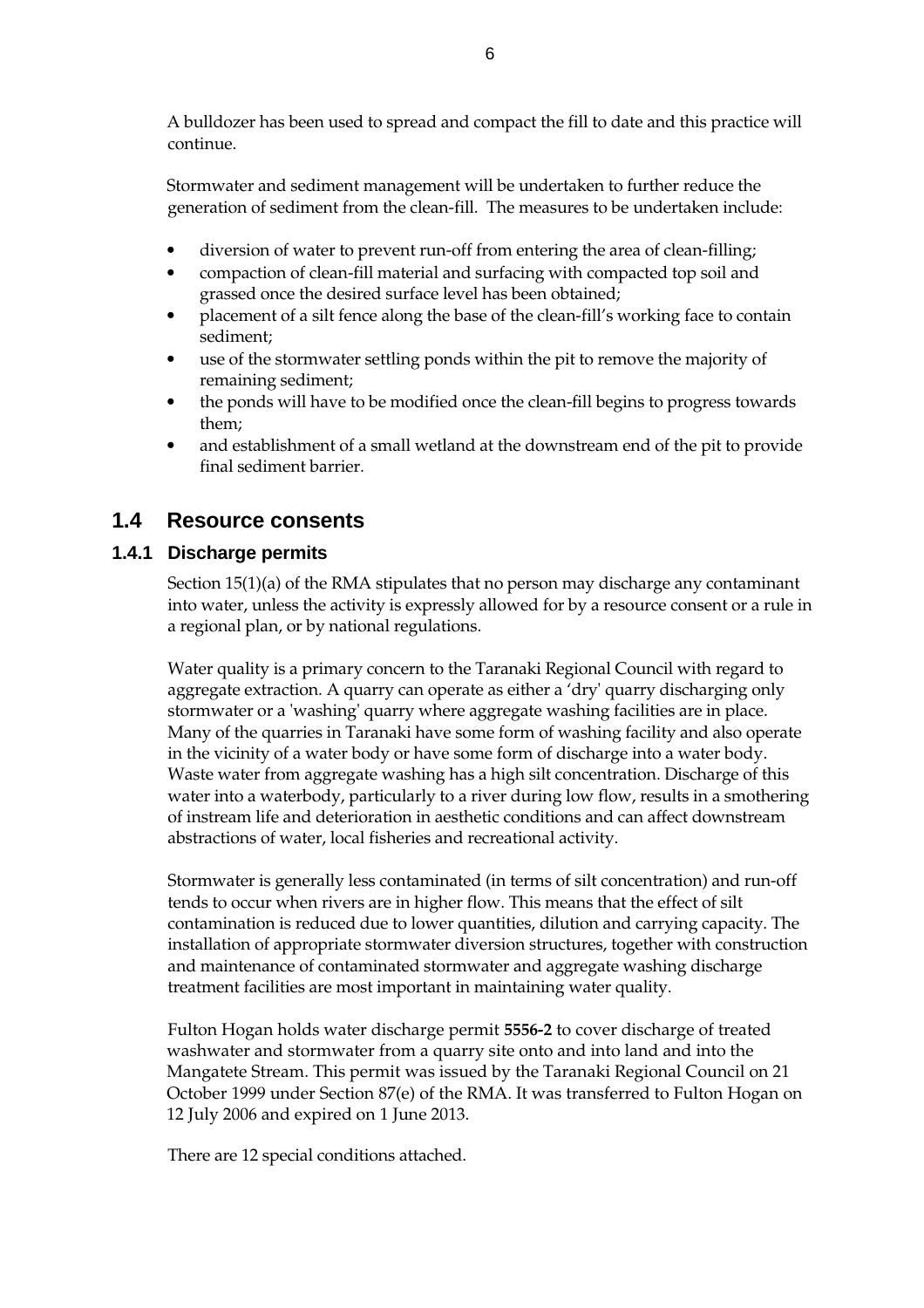A bulldozer has been used to spread and compact the fill to date and this practice will continue.

Stormwater and sediment management will be undertaken to further reduce the generation of sediment from the clean-fill. The measures to be undertaken include:

- diversion of water to prevent run-off from entering the area of clean-filling;
- compaction of clean-fill material and surfacing with compacted top soil and grassed once the desired surface level has been obtained;
- placement of a silt fence along the base of the clean-fill's working face to contain sediment;
- use of the stormwater settling ponds within the pit to remove the majority of remaining sediment;
- the ponds will have to be modified once the clean-fill begins to progress towards them;
- and establishment of a small wetland at the downstream end of the pit to provide final sediment barrier.

## 1.4 Resource consents

### 1.4.1 Discharge permits

Section 15(1)(a) of the RMA stipulates that no person may discharge any contaminant into water, unless the activity is expressly allowed for by a resource consent or a rule in a regional plan, or by national regulations.

Water quality is a primary concern to the Taranaki Regional Council with regard to aggregate extraction. A quarry can operate as either a 'dry' quarry discharging only stormwater or a 'washing' quarry where aggregate washing facilities are in place. Many of the quarries in Taranaki have some form of washing facility and also operate in the vicinity of a water body or have some form of discharge into a water body. Waste water from aggregate washing has a high silt concentration. Discharge of this water into a waterbody, particularly to a river during low flow, results in a smothering of instream life and deterioration in aesthetic conditions and can affect downstream abstractions of water, local fisheries and recreational activity.

Stormwater is generally less contaminated (in terms of silt concentration) and run-off tends to occur when rivers are in higher flow. This means that the effect of silt contamination is reduced due to lower quantities, dilution and carrying capacity. The installation of appropriate stormwater diversion structures, together with construction and maintenance of contaminated stormwater and aggregate washing discharge treatment facilities are most important in maintaining water quality.

Fulton Hogan holds water discharge permit **5556-2** to cover discharge of treated washwater and stormwater from a quarry site onto and into land and into the Mangatete Stream. This permit was issued by the Taranaki Regional Council on 21 October 1999 under Section 87(e) of the RMA. It was transferred to Fulton Hogan on 12 July 2006 and expired on 1 June 2013.

There are 12 special conditions attached.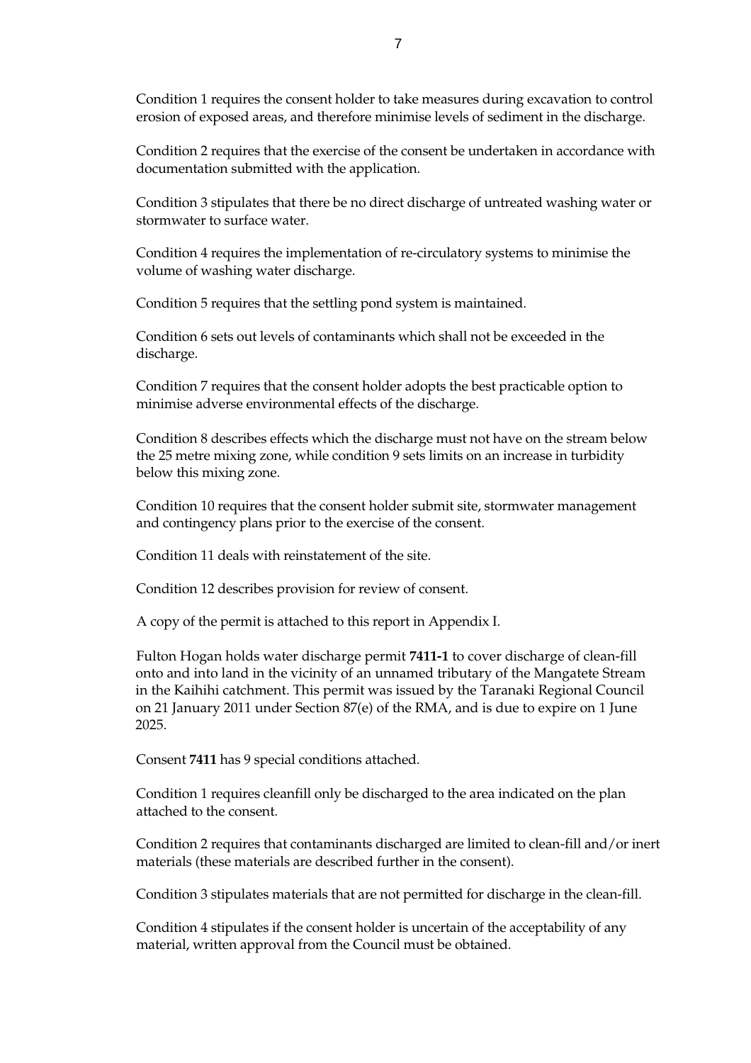Condition 1 requires the consent holder to take measures during excavation to control erosion of exposed areas, and therefore minimise levels of sediment in the discharge.

Condition 2 requires that the exercise of the consent be undertaken in accordance with documentation submitted with the application.

Condition 3 stipulates that there be no direct discharge of untreated washing water or stormwater to surface water.

Condition 4 requires the implementation of re-circulatory systems to minimise the volume of washing water discharge.

Condition 5 requires that the settling pond system is maintained.

Condition 6 sets out levels of contaminants which shall not be exceeded in the discharge.

Condition 7 requires that the consent holder adopts the best practicable option to minimise adverse environmental effects of the discharge.

Condition 8 describes effects which the discharge must not have on the stream below the 25 metre mixing zone, while condition 9 sets limits on an increase in turbidity below this mixing zone.

Condition 10 requires that the consent holder submit site, stormwater management and contingency plans prior to the exercise of the consent.

Condition 11 deals with reinstatement of the site.

Condition 12 describes provision for review of consent.

A copy of the permit is attached to this report in Appendix I.

Fulton Hogan holds water discharge permit **7411-1** to cover discharge of clean-fill onto and into land in the vicinity of an unnamed tributary of the Mangatete Stream in the Kaihihi catchment. This permit was issued by the Taranaki Regional Council on 21 January 2011 under Section 87(e) of the RMA, and is due to expire on 1 June 2025.

Consent **7411** has 9 special conditions attached.

Condition 1 requires cleanfill only be discharged to the area indicated on the plan attached to the consent.

Condition 2 requires that contaminants discharged are limited to clean-fill and/or inert materials (these materials are described further in the consent).

Condition 3 stipulates materials that are not permitted for discharge in the clean-fill.

Condition 4 stipulates if the consent holder is uncertain of the acceptability of any material, written approval from the Council must be obtained.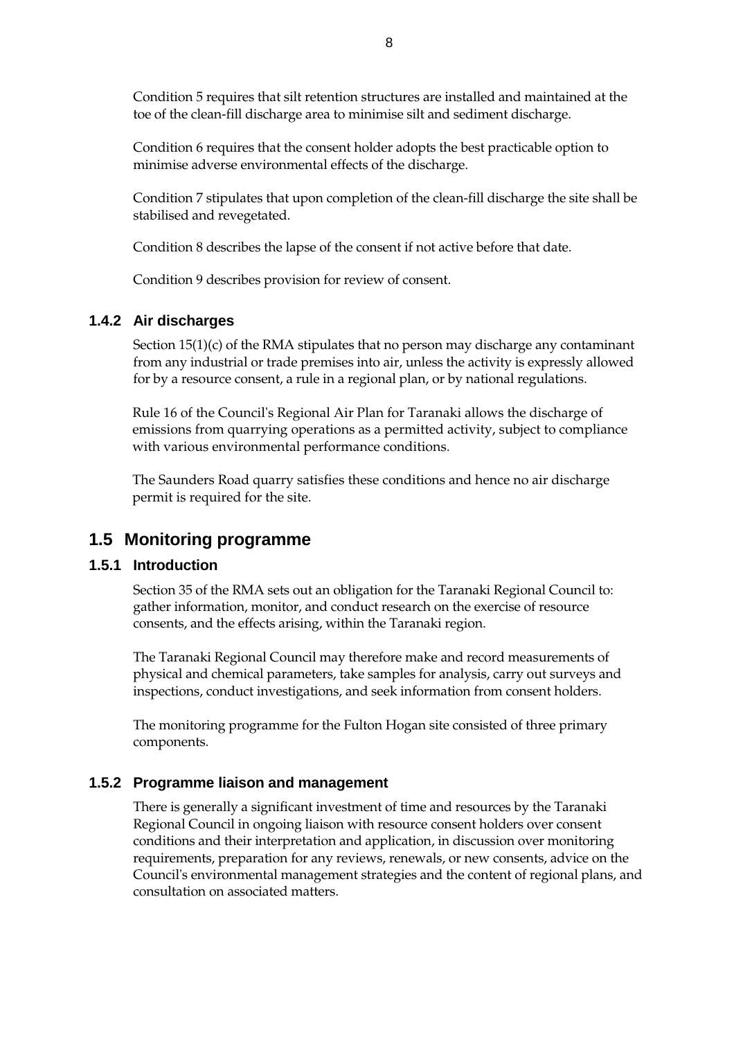Condition 5 requires that silt retention structures are installed and maintained at the toe of the clean-fill discharge area to minimise silt and sediment discharge.

Condition 6 requires that the consent holder adopts the best practicable option to minimise adverse environmental effects of the discharge.

Condition 7 stipulates that upon completion of the clean-fill discharge the site shall be stabilised and revegetated.

Condition 8 describes the lapse of the consent if not active before that date.

Condition 9 describes provision for review of consent.

### 1.4.2 Air discharges

Section 15(1)(c) of the RMA stipulates that no person may discharge any contaminant from any industrial or trade premises into air, unless the activity is expressly allowed for by a resource consent, a rule in a regional plan, or by national regulations.

Rule 16 of the Council's Regional Air Plan for Taranaki allows the discharge of emissions from quarrying operations as a permitted activity, subject to compliance with various environmental performance conditions.

The Saunders Road quarry satisfies these conditions and hence no air discharge permit is required for the site.

## 1.5 Monitoring programme

### 1.5.1 Introduction

Section 35 of the RMA sets out an obligation for the Taranaki Regional Council to: gather information, monitor, and conduct research on the exercise of resource consents, and the effects arising, within the Taranaki region.

The Taranaki Regional Council may therefore make and record measurements of physical and chemical parameters, take samples for analysis, carry out surveys and inspections, conduct investigations, and seek information from consent holders.

The monitoring programme for the Fulton Hogan site consisted of three primary components.

### 1.5.2 Programme liaison and management

There is generally a significant investment of time and resources by the Taranaki Regional Council in ongoing liaison with resource consent holders over consent conditions and their interpretation and application, in discussion over monitoring requirements, preparation for any reviews, renewals, or new consents, advice on the Council's environmental management strategies and the content of regional plans, and consultation on associated matters.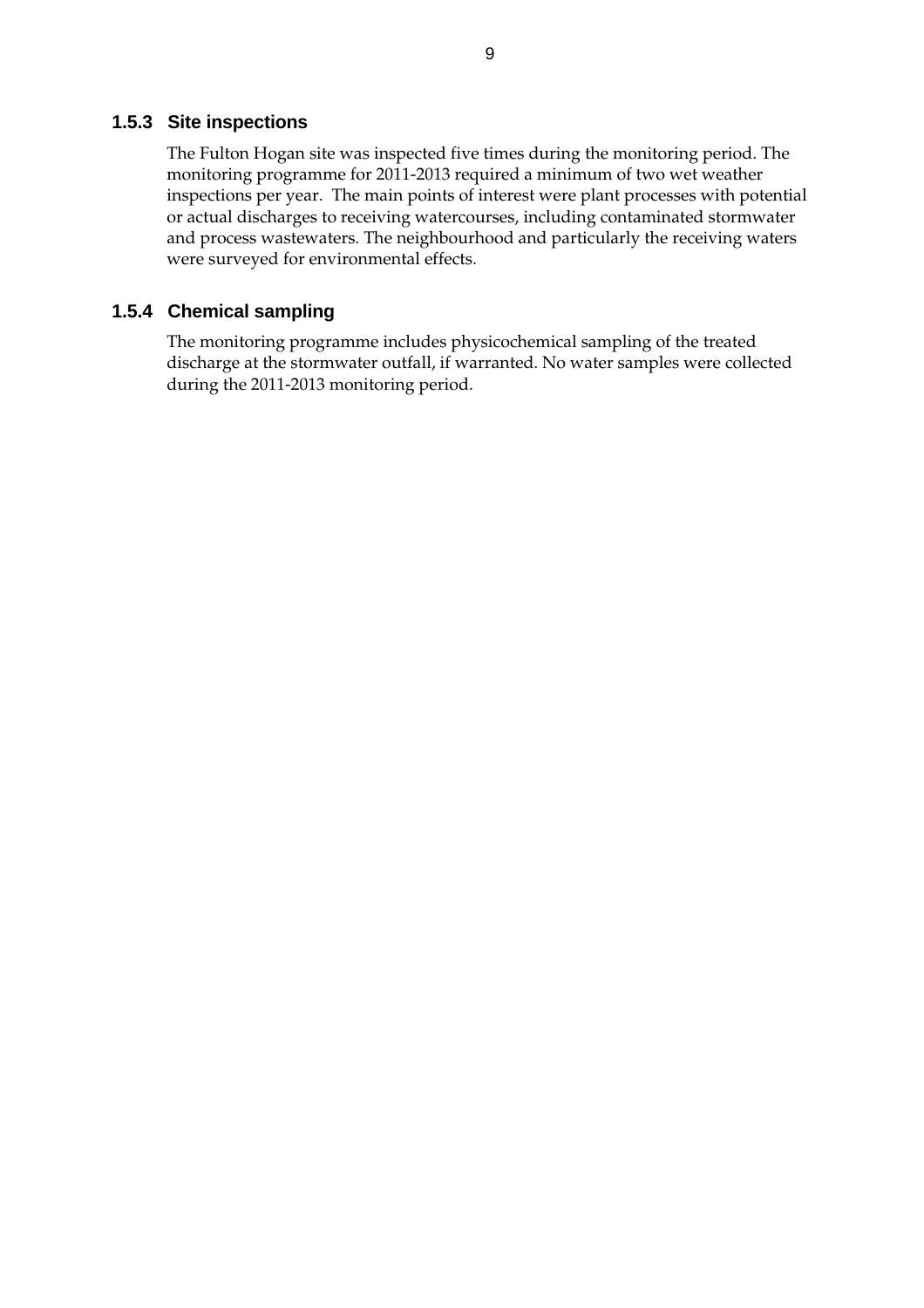### 1.5.3 Site inspections

The Fulton Hogan site was inspected five times during the monitoring period. The monitoring programme for 2011-2013 required a minimum of two wet weather inspections per year. The main points of interest were plant processes with potential or actual discharges to receiving watercourses, including contaminated stormwater and process wastewaters. The neighbourhood and particularly the receiving waters were surveyed for environmental effects.

### 1.5.4 Chemical sampling

The monitoring programme includes physicochemical sampling of the treated discharge at the stormwater outfall, if warranted. No water samples were collected during the 2011-2013 monitoring period.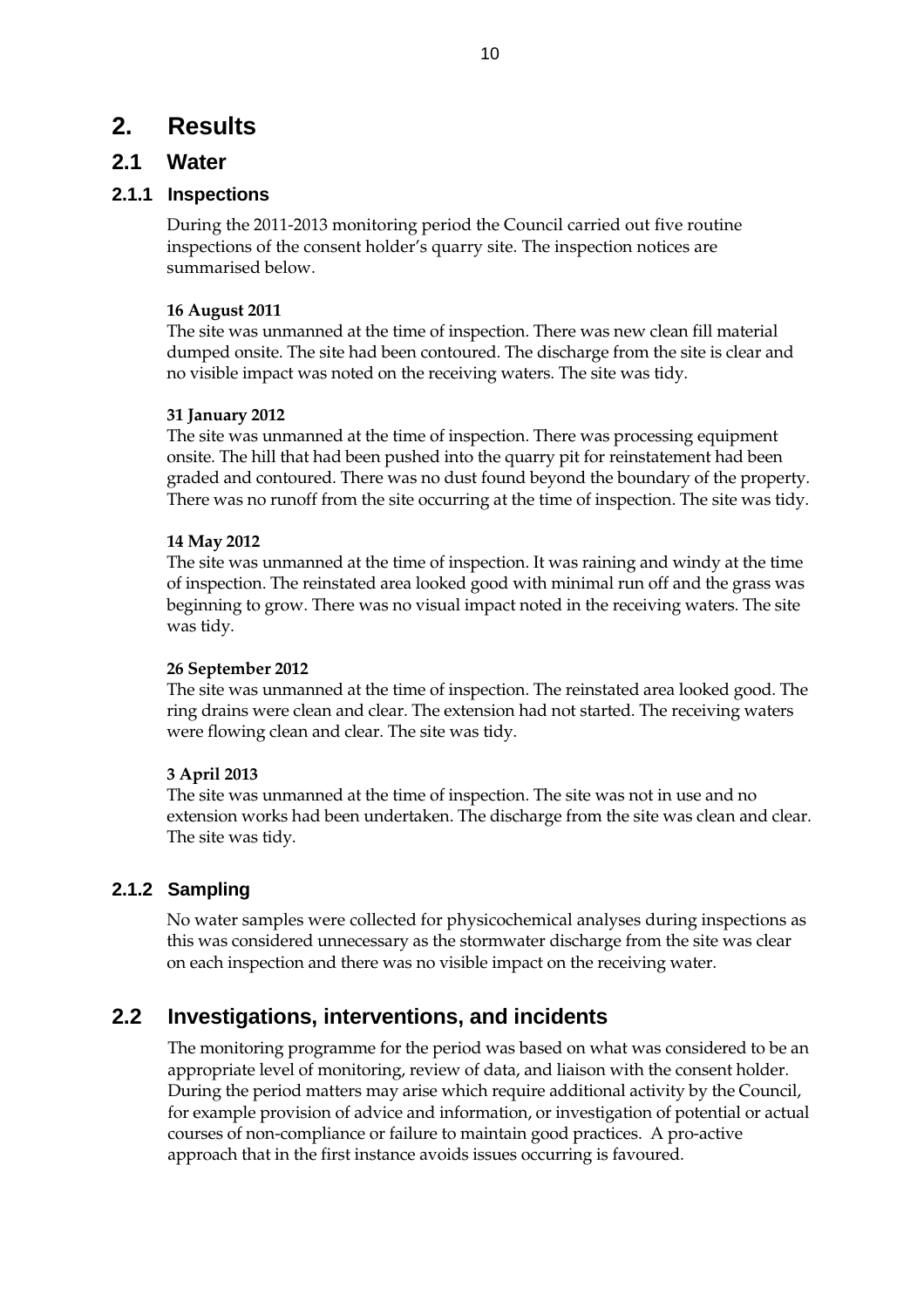# 2. Results

## 2.1 Water

### 2.1.1 Inspections

During the 2011-2013 monitoring period the Council carried out five routine inspections of the consent holder's quarry site. The inspection notices are summarised below.

**16 August 2011**
The site was unmanned at the time of inspection. There was new clean fill material dumped onsite. The site had been contoured. The discharge from the site is clear and no visible impact was noted on the receiving waters. The site was tidy.

**31 January 2012**
The site was unmanned at the time of inspection. There was processing equipment onsite. The hill that had been pushed into the quarry pit for reinstatement had been graded and contoured. There was no dust found beyond the boundary of the property. There was no runoff from the site occurring at the time of inspection. The site was tidy.

**14 May 2012**
The site was unmanned at the time of inspection. It was raining and windy at the time of inspection. The reinstated area looked good with minimal run off and the grass was beginning to grow. There was no visual impact noted in the receiving waters. The site was tidy.

**26 September 2012**
The site was unmanned at the time of inspection. The reinstated area looked good. The ring drains were clean and clear. The extension had not started. The receiving waters were flowing clean and clear. The site was tidy.

**3 April 2013**
The site was unmanned at the time of inspection. The site was not in use and no extension works had been undertaken. The discharge from the site was clean and clear. The site was tidy.

### 2.1.2 Sampling

No water samples were collected for physicochemical analyses during inspections as this was considered unnecessary as the stormwater discharge from the site was clear on each inspection and there was no visible impact on the receiving water.

## 2.2 Investigations, interventions, and incidents

The monitoring programme for the period was based on what was considered to be an appropriate level of monitoring, review of data, and liaison with the consent holder. During the period matters may arise which require additional activity by the Council, for example provision of advice and information, or investigation of potential or actual courses of non-compliance or failure to maintain good practices. A pro-active approach that in the first instance avoids issues occurring is favoured.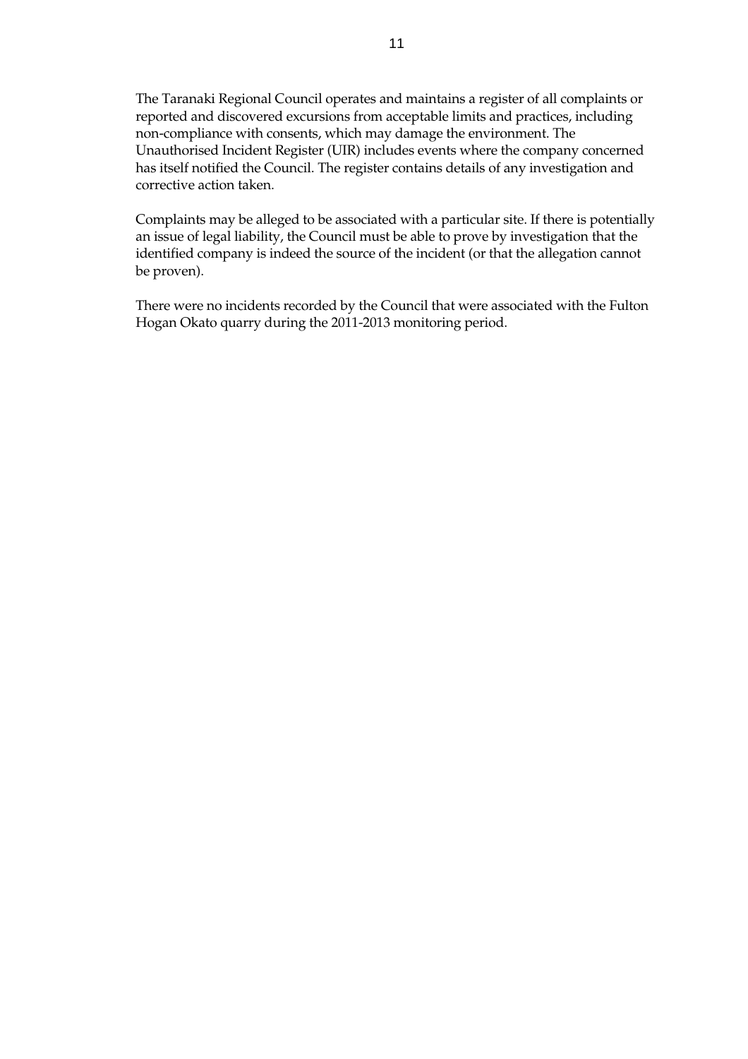The Taranaki Regional Council operates and maintains a register of all complaints or reported and discovered excursions from acceptable limits and practices, including non-compliance with consents, which may damage the environment. The Unauthorised Incident Register (UIR) includes events where the company concerned has itself notified the Council. The register contains details of any investigation and corrective action taken.

Complaints may be alleged to be associated with a particular site. If there is potentially an issue of legal liability, the Council must be able to prove by investigation that the identified company is indeed the source of the incident (or that the allegation cannot be proven).

There were no incidents recorded by the Council that were associated with the Fulton Hogan Okato quarry during the 2011-2013 monitoring period.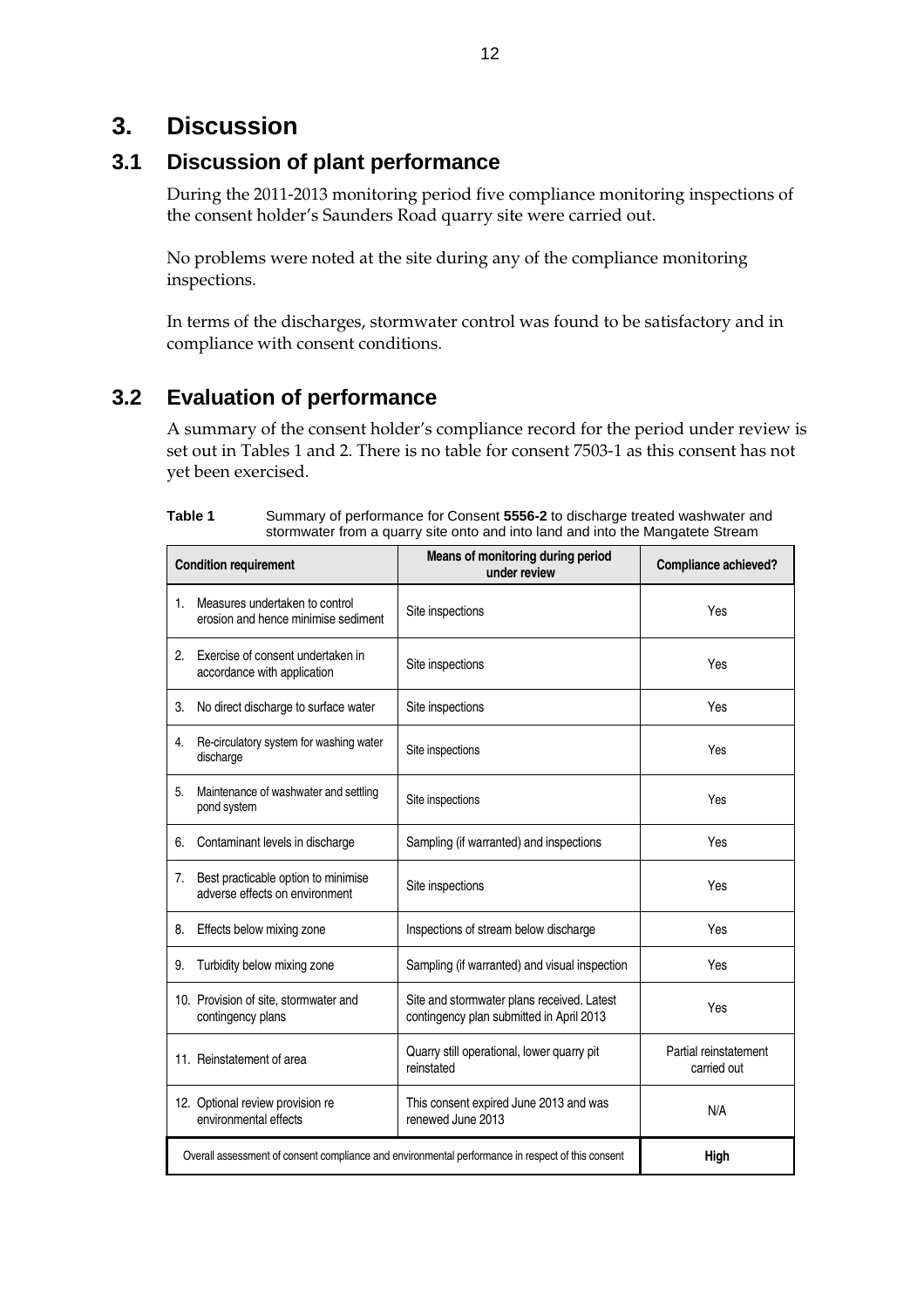# 3. Discussion

## 3.1 Discussion of plant performance

During the 2011-2013 monitoring period five compliance monitoring inspections of the consent holder's Saunders Road quarry site were carried out.

No problems were noted at the site during any of the compliance monitoring inspections.

In terms of the discharges, stormwater control was found to be satisfactory and in compliance with consent conditions.

## 3.2 Evaluation of performance

A summary of the consent holder's compliance record for the period under review is set out in Tables 1 and 2. There is no table for consent 7503-1 as this consent has not yet been exercised.

**Table 1** Summary of performance for Consent **5556-2** to discharge treated washwater and stormwater from a quarry site onto and into land and into the Mangatete Stream

| Condition requirement | Means of monitoring during period under review | Compliance achieved? |
|---|---|---|
| 1. Measures undertaken to control erosion and hence minimise sediment | Site inspections | Yes |
| 2. Exercise of consent undertaken in accordance with application | Site inspections | Yes |
| 3. No direct discharge to surface water | Site inspections | Yes |
| 4. Re-circulatory system for washing water discharge | Site inspections | Yes |
| 5. Maintenance of washwater and settling pond system | Site inspections | Yes |
| 6. Contaminant levels in discharge | Sampling (if warranted) and inspections | Yes |
| 7. Best practicable option to minimise adverse effects on environment | Site inspections | Yes |
| 8. Effects below mixing zone | Inspections of stream below discharge | Yes |
| 9. Turbidity below mixing zone | Sampling (if warranted) and visual inspection | Yes |
| 10. Provision of site, stormwater and contingency plans | Site and stormwater plans received. Latest contingency plan submitted in April 2013 | Yes |
| 11. Reinstatement of area | Quarry still operational, lower quarry pit reinstated | Partial reinstatement carried out |
| 12. Optional review provision re environmental effects | This consent expired June 2013 and was renewed June 2013 | N/A |
| Overall assessment of consent compliance and environmental performance in respect of this consent | | **High** |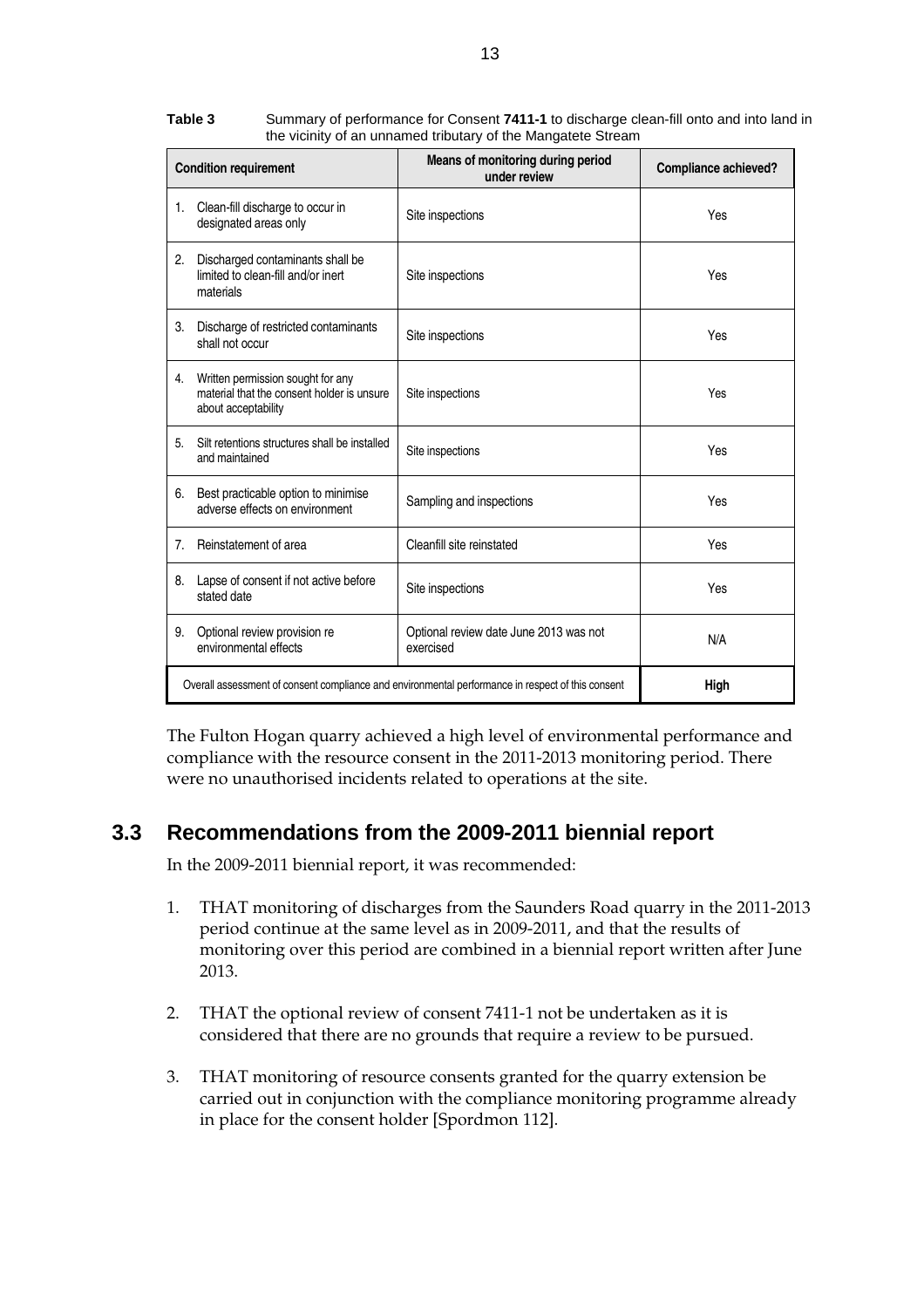**Table 3** Summary of performance for Consent **7411-1** to discharge clean-fill onto and into land in the vicinity of an unnamed tributary of the Mangatete Stream

| Condition requirement | Means of monitoring during period under review | Compliance achieved? |
|---|---|---|
| 1. Clean-fill discharge to occur in designated areas only | Site inspections | Yes |
| 2. Discharged contaminants shall be limited to clean-fill and/or inert materials | Site inspections | Yes |
| 3. Discharge of restricted contaminants shall not occur | Site inspections | Yes |
| 4. Written permission sought for any material that the consent holder is unsure about acceptability | Site inspections | Yes |
| 5. Silt retentions structures shall be installed and maintained | Site inspections | Yes |
| 6. Best practicable option to minimise adverse effects on environment | Sampling and inspections | Yes |
| 7. Reinstatement of area | Cleanfill site reinstated | Yes |
| 8. Lapse of consent if not active before stated date | Site inspections | Yes |
| 9. Optional review provision re environmental effects | Optional review date June 2013 was not exercised | N/A |
| Overall assessment of consent compliance and environmental performance in respect of this consent | | **High** |

The Fulton Hogan quarry achieved a high level of environmental performance and compliance with the resource consent in the 2011-2013 monitoring period. There were no unauthorised incidents related to operations at the site.

## 3.3 Recommendations from the 2009-2011 biennial report

In the 2009-2011 biennial report, it was recommended:

1. THAT monitoring of discharges from the Saunders Road quarry in the 2011-2013 period continue at the same level as in 2009-2011, and that the results of monitoring over this period are combined in a biennial report written after June 2013.

2. THAT the optional review of consent 7411-1 not be undertaken as it is considered that there are no grounds that require a review to be pursued.

3. THAT monitoring of resource consents granted for the quarry extension be carried out in conjunction with the compliance monitoring programme already in place for the consent holder [Spordmon 112].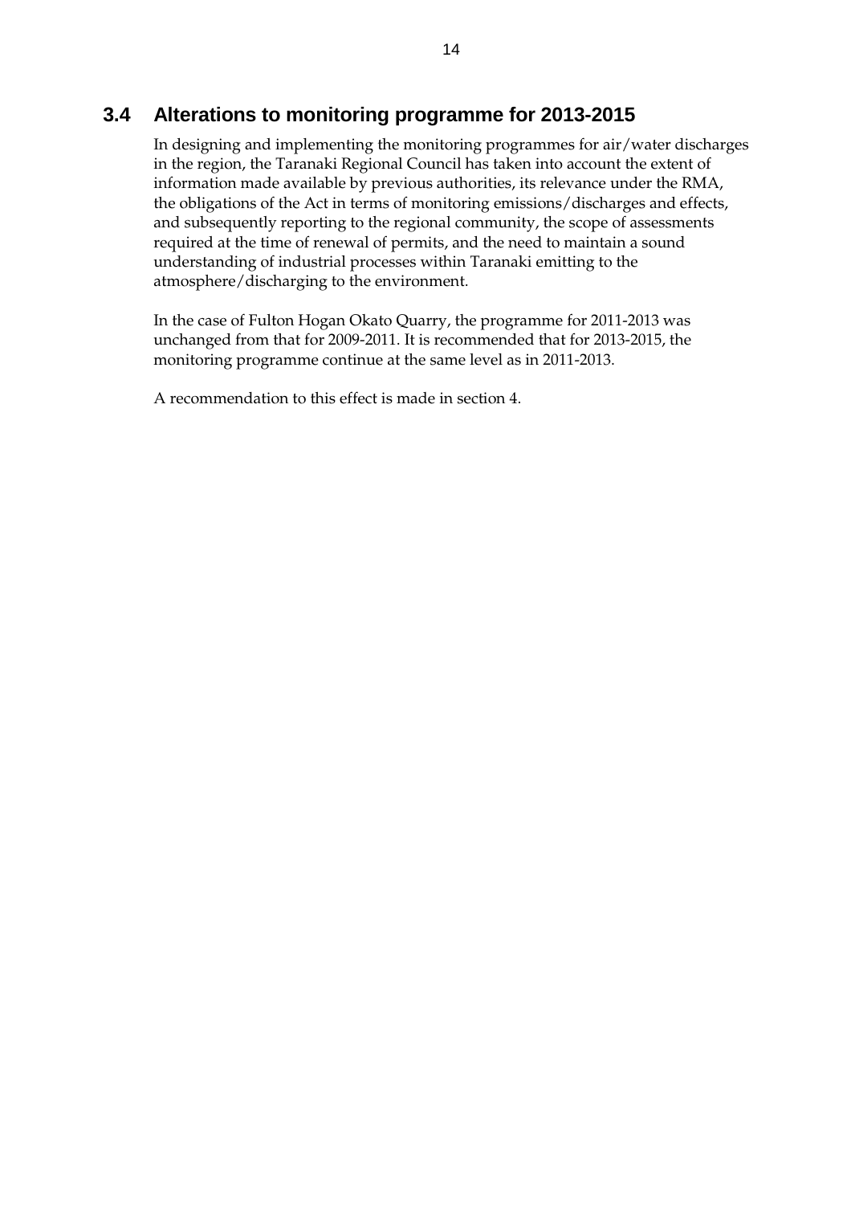## 3.4 Alterations to monitoring programme for 2013-2015

In designing and implementing the monitoring programmes for air/water discharges in the region, the Taranaki Regional Council has taken into account the extent of information made available by previous authorities, its relevance under the RMA, the obligations of the Act in terms of monitoring emissions/discharges and effects, and subsequently reporting to the regional community, the scope of assessments required at the time of renewal of permits, and the need to maintain a sound understanding of industrial processes within Taranaki emitting to the atmosphere/discharging to the environment.

In the case of Fulton Hogan Okato Quarry, the programme for 2011-2013 was unchanged from that for 2009-2011. It is recommended that for 2013-2015, the monitoring programme continue at the same level as in 2011-2013.

A recommendation to this effect is made in section 4.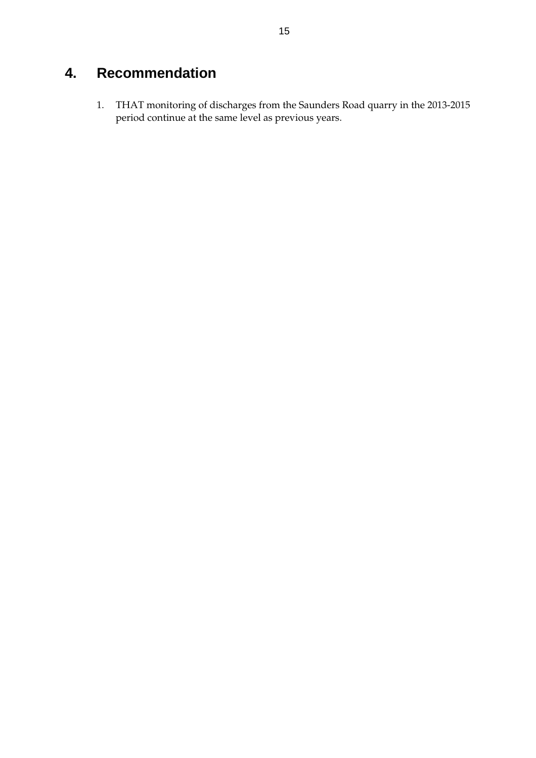# 4. Recommendation

1. THAT monitoring of discharges from the Saunders Road quarry in the 2013-2015 period continue at the same level as previous years.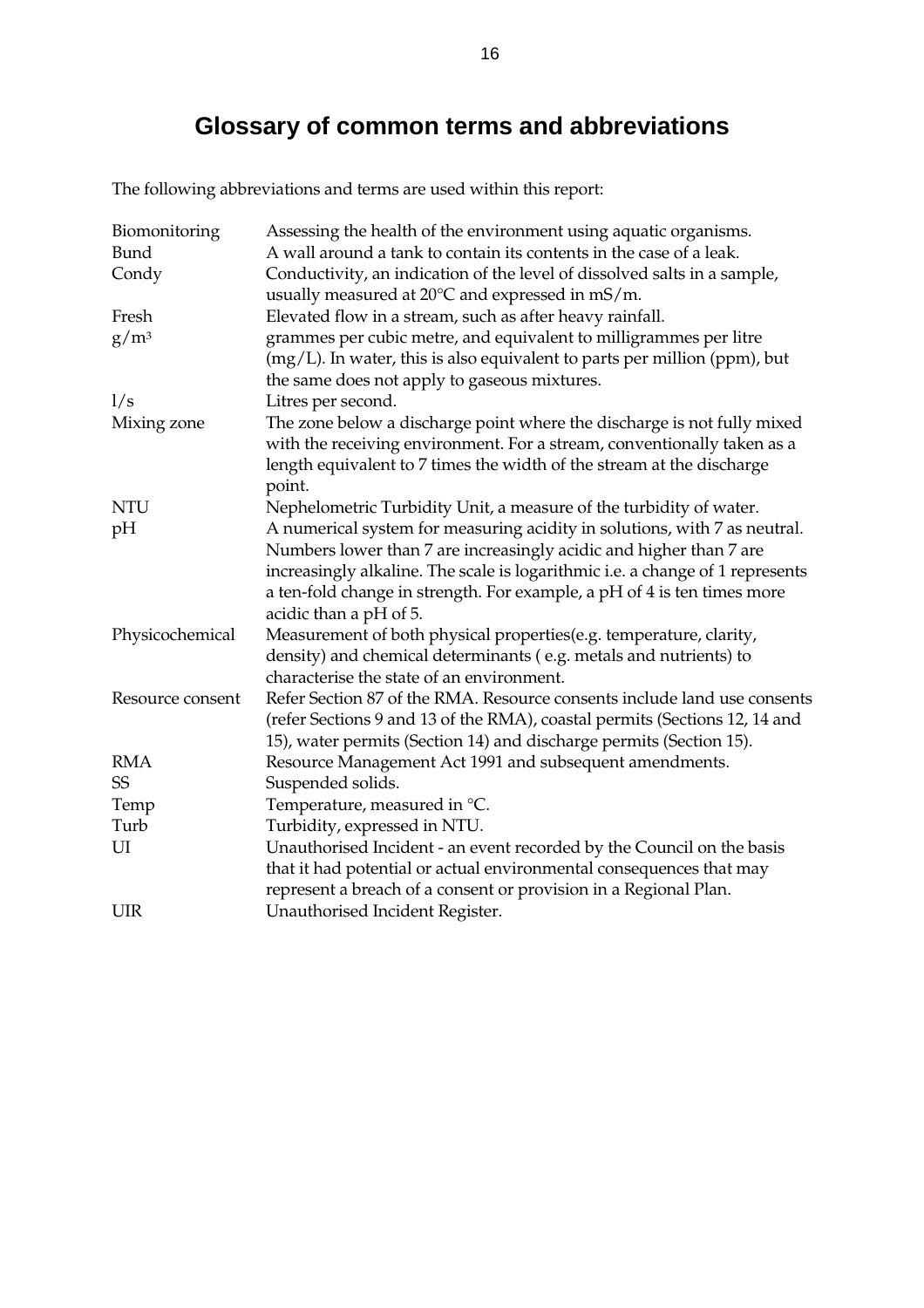# Glossary of common terms and abbreviations

The following abbreviations and terms are used within this report:

| | |
|---|---|
| Biomonitoring | Assessing the health of the environment using aquatic organisms. |
| Bund | A wall around a tank to contain its contents in the case of a leak. |
| Condy | Conductivity, an indication of the level of dissolved salts in a sample, usually measured at 20°C and expressed in mS/m. |
| Fresh | Elevated flow in a stream, such as after heavy rainfall. |
| $g/m^3$ | grammes per cubic metre, and equivalent to milligrammes per litre (mg/L). In water, this is also equivalent to parts per million (ppm), but the same does not apply to gaseous mixtures. |
| l/s | Litres per second. |
| Mixing zone | The zone below a discharge point where the discharge is not fully mixed with the receiving environment. For a stream, conventionally taken as a length equivalent to 7 times the width of the stream at the discharge point. |
| NTU | Nephelometric Turbidity Unit, a measure of the turbidity of water. |
| pH | A numerical system for measuring acidity in solutions, with 7 as neutral. Numbers lower than 7 are increasingly acidic and higher than 7 are increasingly alkaline. The scale is logarithmic i.e. a change of 1 represents a ten-fold change in strength. For example, a pH of 4 is ten times more acidic than a pH of 5. |
| Physicochemical | Measurement of both physical properties(e.g. temperature, clarity, density) and chemical determinants ( e.g. metals and nutrients) to characterise the state of an environment. |
| Resource consent | Refer Section 87 of the RMA. Resource consents include land use consents (refer Sections 9 and 13 of the RMA), coastal permits (Sections 12, 14 and 15), water permits (Section 14) and discharge permits (Section 15). |
| RMA | Resource Management Act 1991 and subsequent amendments. |
| SS | Suspended solids. |
| Temp | Temperature, measured in °C. |
| Turb | Turbidity, expressed in NTU. |
| UI | Unauthorised Incident - an event recorded by the Council on the basis that it had potential or actual environmental consequences that may represent a breach of a consent or provision in a Regional Plan. |
| UIR | Unauthorised Incident Register. |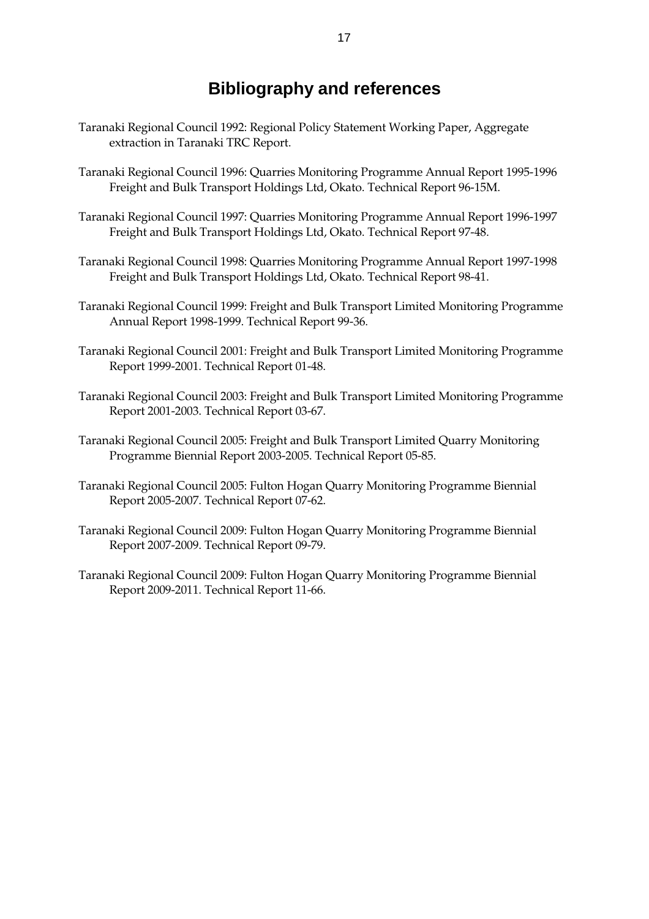# Bibliography and references

Taranaki Regional Council 1992: Regional Policy Statement Working Paper, Aggregate extraction in Taranaki TRC Report.

Taranaki Regional Council 1996: Quarries Monitoring Programme Annual Report 1995-1996 Freight and Bulk Transport Holdings Ltd, Okato. Technical Report 96-15M.

Taranaki Regional Council 1997: Quarries Monitoring Programme Annual Report 1996-1997 Freight and Bulk Transport Holdings Ltd, Okato. Technical Report 97-48.

Taranaki Regional Council 1998: Quarries Monitoring Programme Annual Report 1997-1998 Freight and Bulk Transport Holdings Ltd, Okato. Technical Report 98-41.

Taranaki Regional Council 1999: Freight and Bulk Transport Limited Monitoring Programme Annual Report 1998-1999. Technical Report 99-36.

Taranaki Regional Council 2001: Freight and Bulk Transport Limited Monitoring Programme Report 1999-2001. Technical Report 01-48.

Taranaki Regional Council 2003: Freight and Bulk Transport Limited Monitoring Programme Report 2001-2003. Technical Report 03-67.

Taranaki Regional Council 2005: Freight and Bulk Transport Limited Quarry Monitoring Programme Biennial Report 2003-2005. Technical Report 05-85.

Taranaki Regional Council 2005: Fulton Hogan Quarry Monitoring Programme Biennial Report 2005-2007. Technical Report 07-62.

Taranaki Regional Council 2009: Fulton Hogan Quarry Monitoring Programme Biennial Report 2007-2009. Technical Report 09-79.

Taranaki Regional Council 2009: Fulton Hogan Quarry Monitoring Programme Biennial Report 2009-2011. Technical Report 11-66.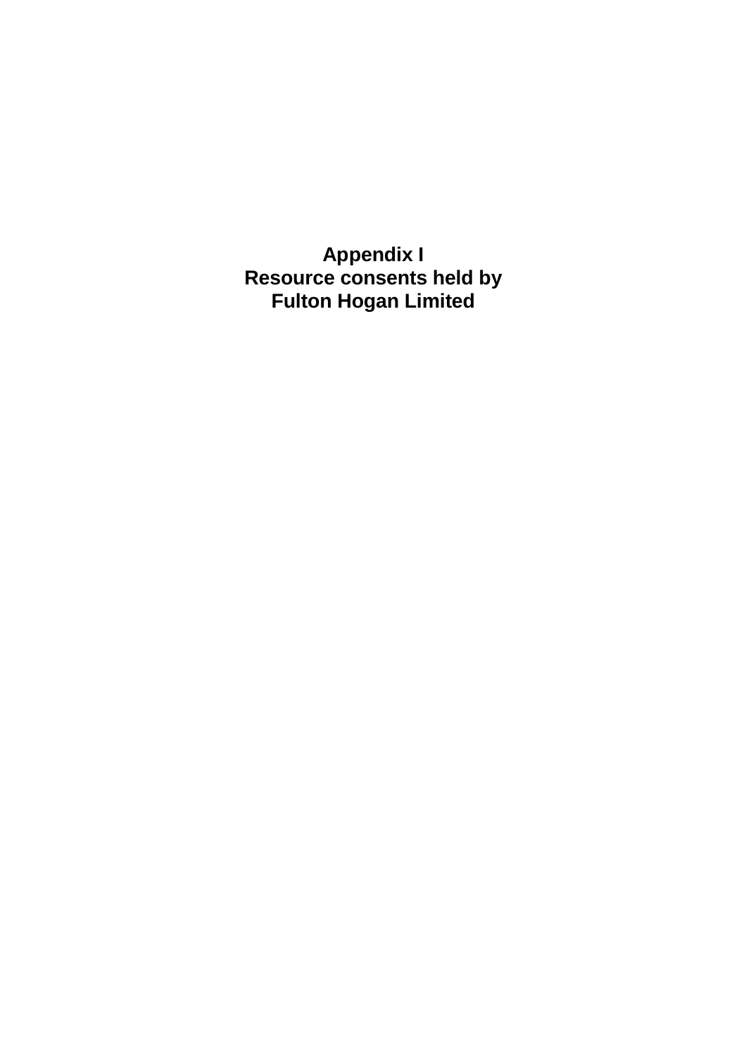# Appendix I
# Resource consents held by Fulton Hogan Limited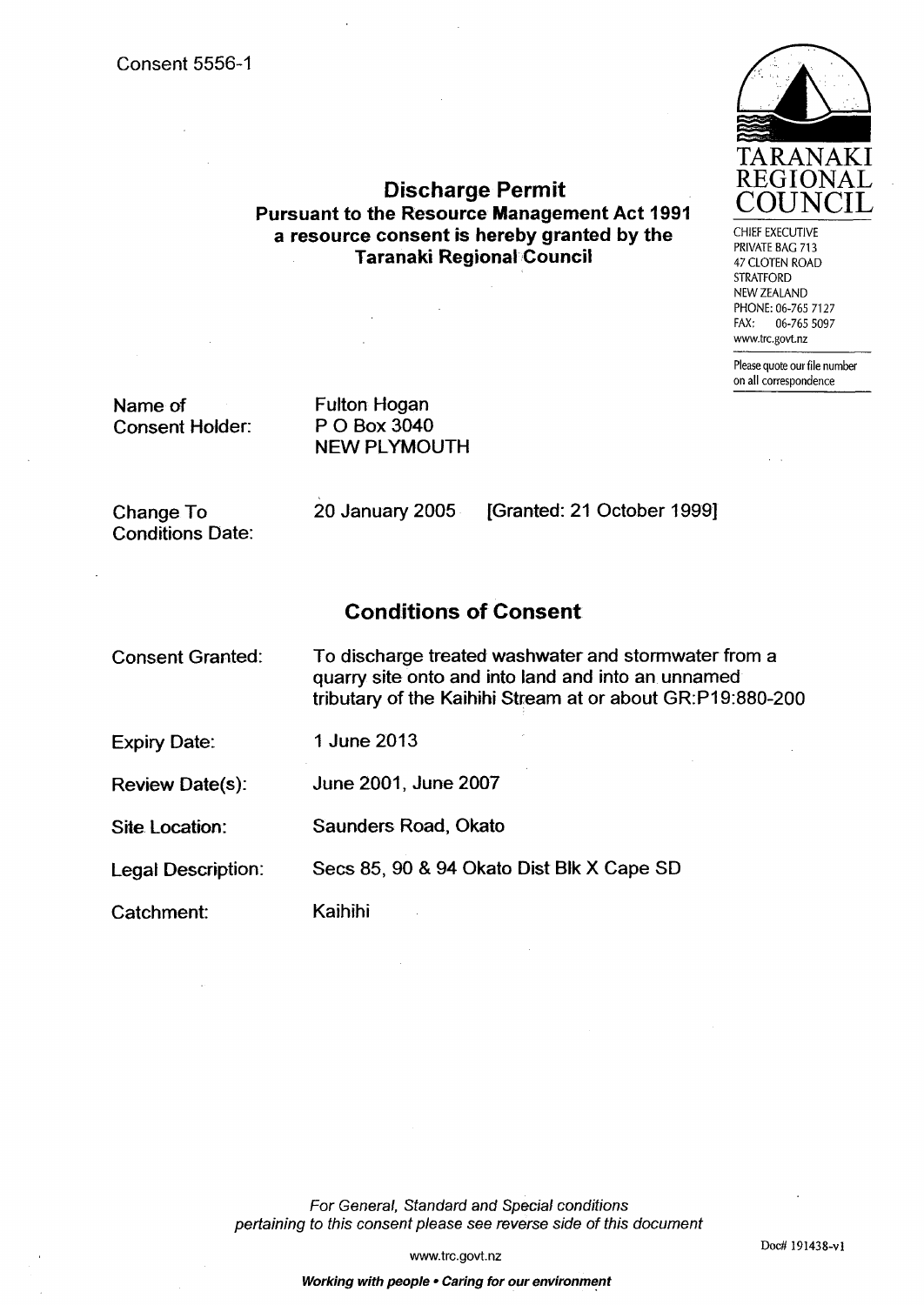Consent 5556-1

**TARANAKI REGIONAL COUNCIL**

CHIEF EXECUTIVE
PRIVATE BAG 713
47 CLOTEN ROAD
STRATFORD
NEW ZEALAND
PHONE: 06-765 7127
FAX: 06-765 5097
www.trc.govt.nz

Please quote our file number on all correspondence

## Discharge Permit

**Pursuant to the Resource Management Act 1991 a resource consent is hereby granted by the Taranaki Regional Council**

| | |
|---|---|
| Name of Consent Holder: | Fulton Hogan<br>P O Box 3040<br>NEW PLYMOUTH |
| Change To Conditions Date: | 20 January 2005 [Granted: 21 October 1999] |

## Conditions of Consent

| | |
|---|---|
| Consent Granted: | To discharge treated washwater and stormwater from a quarry site onto and into land and into an unnamed tributary of the Kaihihi Stream at or about GR:P19:880-200 |
| Expiry Date: | 1 June 2013 |
| Review Date(s): | June 2001, June 2007 |
| Site Location: | Saunders Road, Okato |
| Legal Description: | Secs 85, 90 & 94 Okato Dist Blk X Cape SD |
| Catchment: | Kaihihi |

*For General, Standard and Special conditions pertaining to this consent please see reverse side of this document*

Doc# 191438-v1

www.trc.govt.nz

***Working with people • Caring for our environment***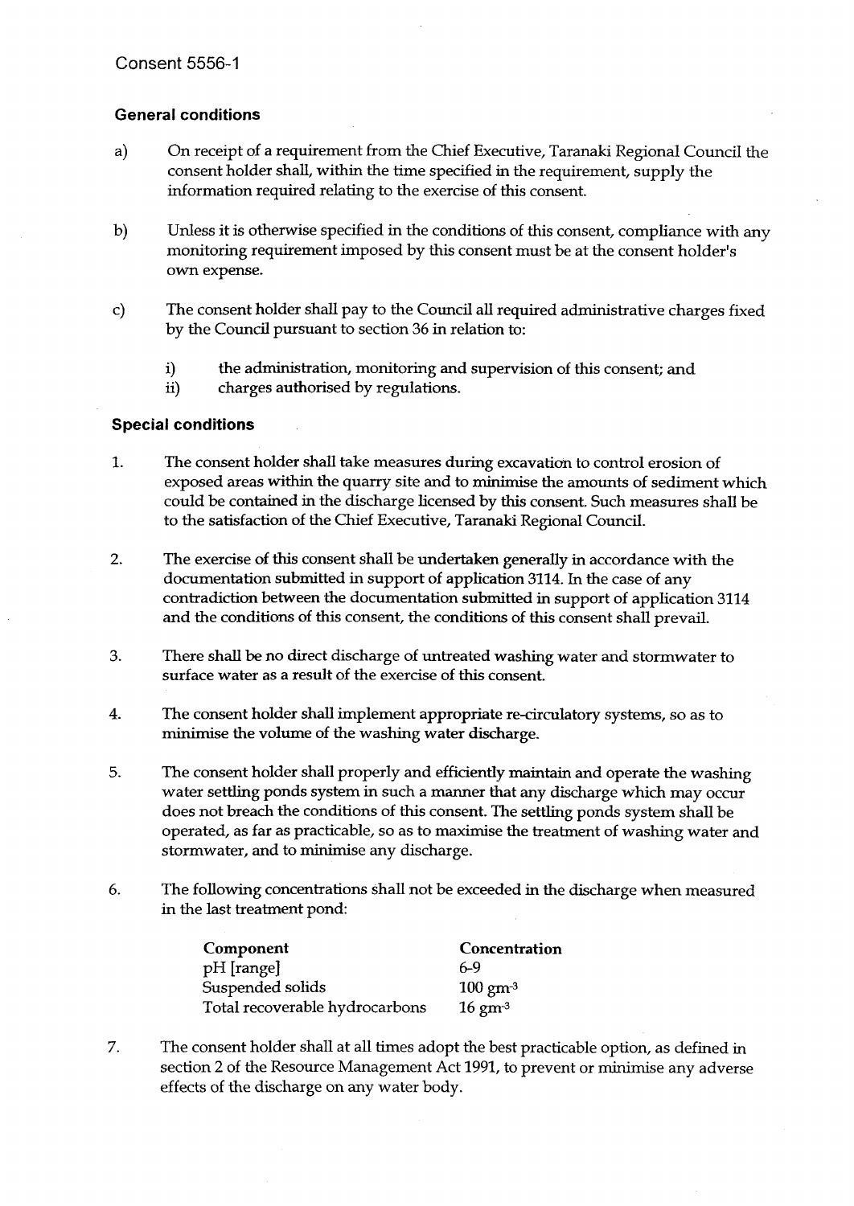Consent 5556-1

### General conditions

a) On receipt of a requirement from the Chief Executive, Taranaki Regional Council the consent holder shall, within the time specified in the requirement, supply the information required relating to the exercise of this consent.

b) Unless it is otherwise specified in the conditions of this consent, compliance with any monitoring requirement imposed by this consent must be at the consent holder's own expense.

c) The consent holder shall pay to the Council all required administrative charges fixed by the Council pursuant to section 36 in relation to:

   i) the administration, monitoring and supervision of this consent; and
   ii) charges authorised by regulations.

### Special conditions

1. The consent holder shall take measures during excavation to control erosion of exposed areas within the quarry site and to minimise the amounts of sediment which could be contained in the discharge licensed by this consent. Such measures shall be to the satisfaction of the Chief Executive, Taranaki Regional Council.

2. The exercise of this consent shall be undertaken generally in accordance with the documentation submitted in support of application 3114. In the case of any contradiction between the documentation submitted in support of application 3114 and the conditions of this consent, the conditions of this consent shall prevail.

3. There shall be no direct discharge of untreated washing water and stormwater to surface water as a result of the exercise of this consent.

4. The consent holder shall implement appropriate re-circulatory systems, so as to minimise the volume of the washing water discharge.

5. The consent holder shall properly and efficiently maintain and operate the washing water settling ponds system in such a manner that any discharge which may occur does not breach the conditions of this consent. The settling ponds system shall be operated, as far as practicable, so as to maximise the treatment of washing water and stormwater, and to minimise any discharge.

6. The following concentrations shall not be exceeded in the discharge when measured in the last treatment pond:

| Component | Concentration |
|---|---|
| pH [range] | 6-9 |
| Suspended solids | 100 $gm^{-3}$ |
| Total recoverable hydrocarbons | 16 $gm^{-3}$ |

7. The consent holder shall at all times adopt the best practicable option, as defined in section 2 of the Resource Management Act 1991, to prevent or minimise any adverse effects of the discharge on any water body.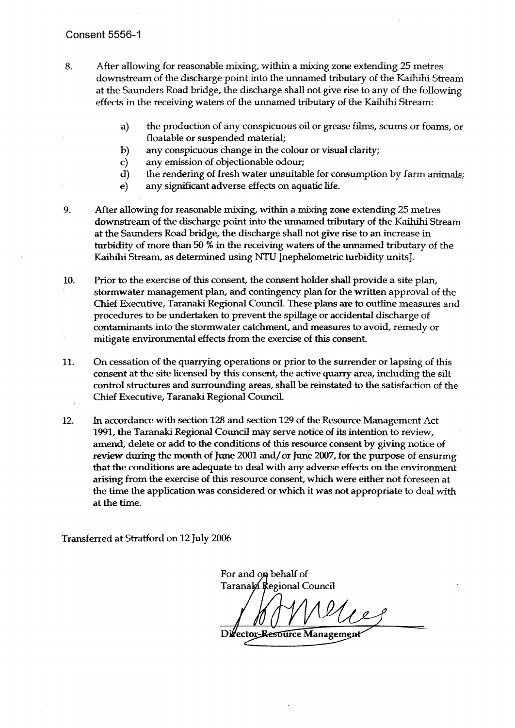Consent 5556-1

8. After allowing for reasonable mixing, within a mixing zone extending 25 metres downstream of the discharge point into the unnamed tributary of the Kaihihi Stream at the Saunders Road bridge, the discharge shall not give rise to any of the following effects in the receiving waters of the unnamed tributary of the Kaihihi Stream:

    a) the production of any conspicuous oil or grease films, scums or foams, or floatable or suspended material;
    b) any conspicuous change in the colour or visual clarity;
    c) any emission of objectionable odour;
    d) the rendering of fresh water unsuitable for consumption by farm animals;
    e) any significant adverse effects on aquatic life.

9. After allowing for reasonable mixing, within a mixing zone extending 25 metres downstream of the discharge point into the unnamed tributary of the Kaihihi Stream at the Saunders Road bridge, the discharge shall not give rise to an increase in turbidity of more than 50 % in the receiving waters of the unnamed tributary of the Kaihihi Stream, as determined using NTU [nephelometric turbidity units].

10. Prior to the exercise of this consent, the consent holder shall provide a site plan, stormwater management plan, and contingency plan for the written approval of the Chief Executive, Taranaki Regional Council. These plans are to outline measures and procedures to be undertaken to prevent the spillage or accidental discharge of contaminants into the stormwater catchment, and measures to avoid, remedy or mitigate environmental effects from the exercise of this consent.

11. On cessation of the quarrying operations or prior to the surrender or lapsing of this consent at the site licensed by this consent, the active quarry area, including the silt control structures and surrounding areas, shall be reinstated to the satisfaction of the Chief Executive, Taranaki Regional Council.

12. In accordance with section 128 and section 129 of the Resource Management Act 1991, the Taranaki Regional Council may serve notice of its intention to review, amend, delete or add to the conditions of this resource consent by giving notice of review during the month of June 2001 and/or June 2007, for the purpose of ensuring that the conditions are adequate to deal with any adverse effects on the environment arising from the exercise of this resource consent, which were either not foreseen at the time the application was considered or which it was not appropriate to deal with at the time.

Transferred at Stratford on 12 July 2006

For and on behalf of
Taranaki Regional Council

Director-Resource Management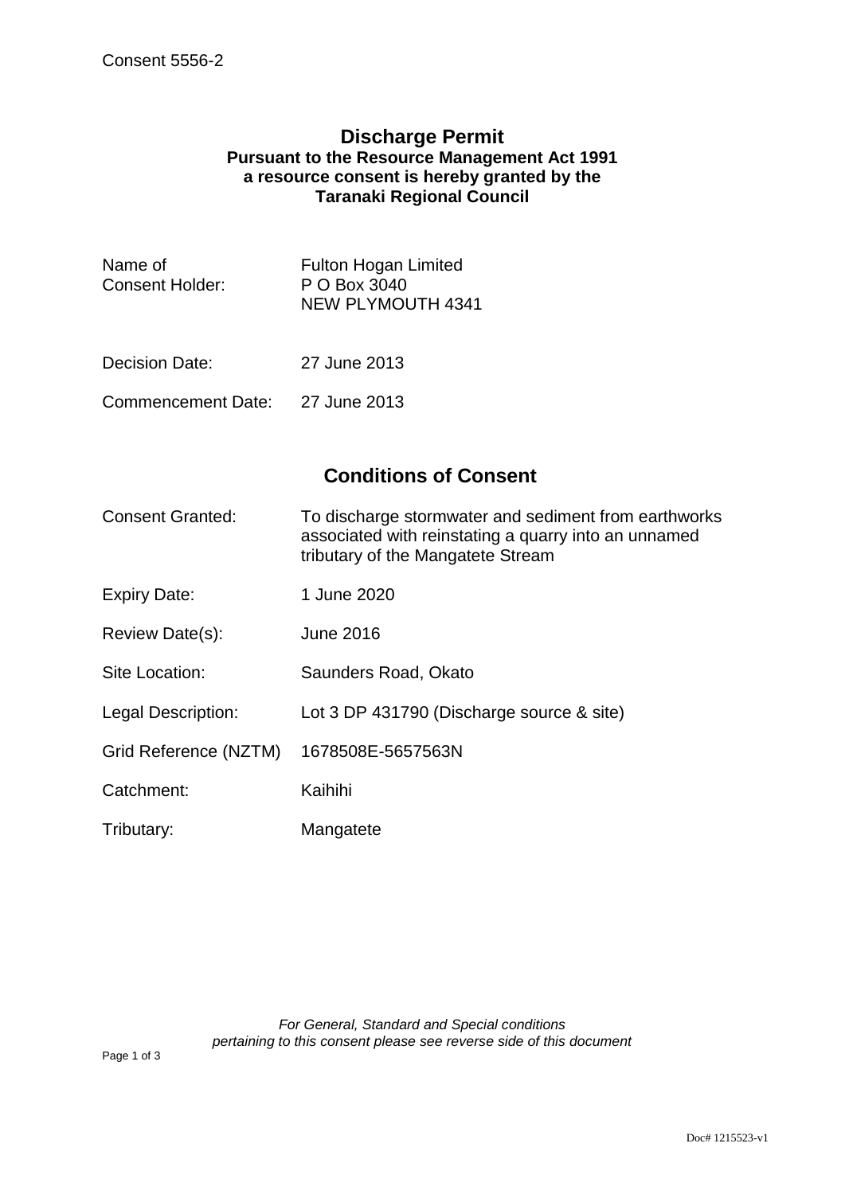Consent 5556-2

# Discharge Permit

**Pursuant to the Resource Management Act 1991**
**a resource consent is hereby granted by the**
**Taranaki Regional Council**

| | |
|---|---|
| Name of Consent Holder: | Fulton Hogan Limited<br>P O Box 3040<br>NEW PLYMOUTH 4341 |
| Decision Date: | 27 June 2013 |
| Commencement Date: | 27 June 2013 |

## Conditions of Consent

| | |
|---|---|
| Consent Granted: | To discharge stormwater and sediment from earthworks associated with reinstating a quarry into an unnamed tributary of the Mangatete Stream |
| Expiry Date: | 1 June 2020 |
| Review Date(s): | June 2016 |
| Site Location: | Saunders Road, Okato |
| Legal Description: | Lot 3 DP 431790 (Discharge source & site) |
| Grid Reference (NZTM) | 1678508E-5657563N |
| Catchment: | Kaihihi |
| Tributary: | Mangatete |

*For General, Standard and Special conditions pertaining to this consent please see reverse side of this document*

Doc# 1215523-v1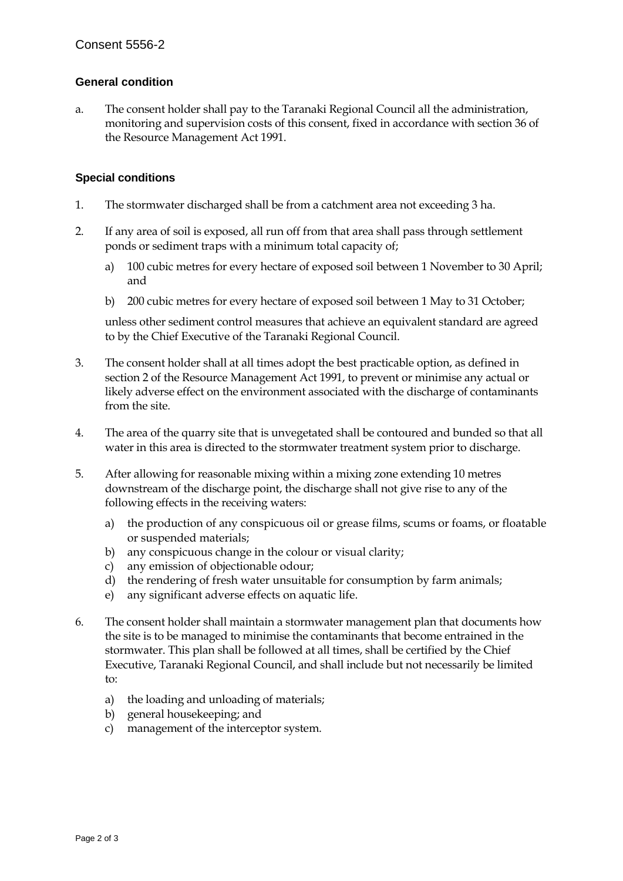Consent 5556-2

### General condition

a. The consent holder shall pay to the Taranaki Regional Council all the administration, monitoring and supervision costs of this consent, fixed in accordance with section 36 of the Resource Management Act 1991.

### Special conditions

1. The stormwater discharged shall be from a catchment area not exceeding 3 ha.

2. If any area of soil is exposed, all run off from that area shall pass through settlement ponds or sediment traps with a minimum total capacity of;

   a) 100 cubic metres for every hectare of exposed soil between 1 November to 30 April; and

   b) 200 cubic metres for every hectare of exposed soil between 1 May to 31 October;

   unless other sediment control measures that achieve an equivalent standard are agreed to by the Chief Executive of the Taranaki Regional Council.

3. The consent holder shall at all times adopt the best practicable option, as defined in section 2 of the Resource Management Act 1991, to prevent or minimise any actual or likely adverse effect on the environment associated with the discharge of contaminants from the site.

4. The area of the quarry site that is unvegetated shall be contoured and bunded so that all water in this area is directed to the stormwater treatment system prior to discharge.

5. After allowing for reasonable mixing within a mixing zone extending 10 metres downstream of the discharge point, the discharge shall not give rise to any of the following effects in the receiving waters:

   a) the production of any conspicuous oil or grease films, scums or foams, or floatable or suspended materials;
   b) any conspicuous change in the colour or visual clarity;
   c) any emission of objectionable odour;
   d) the rendering of fresh water unsuitable for consumption by farm animals;
   e) any significant adverse effects on aquatic life.

6. The consent holder shall maintain a stormwater management plan that documents how the site is to be managed to minimise the contaminants that become entrained in the stormwater. This plan shall be followed at all times, shall be certified by the Chief Executive, Taranaki Regional Council, and shall include but not necessarily be limited to:

   a) the loading and unloading of materials;
   b) general housekeeping; and
   c) management of the interceptor system.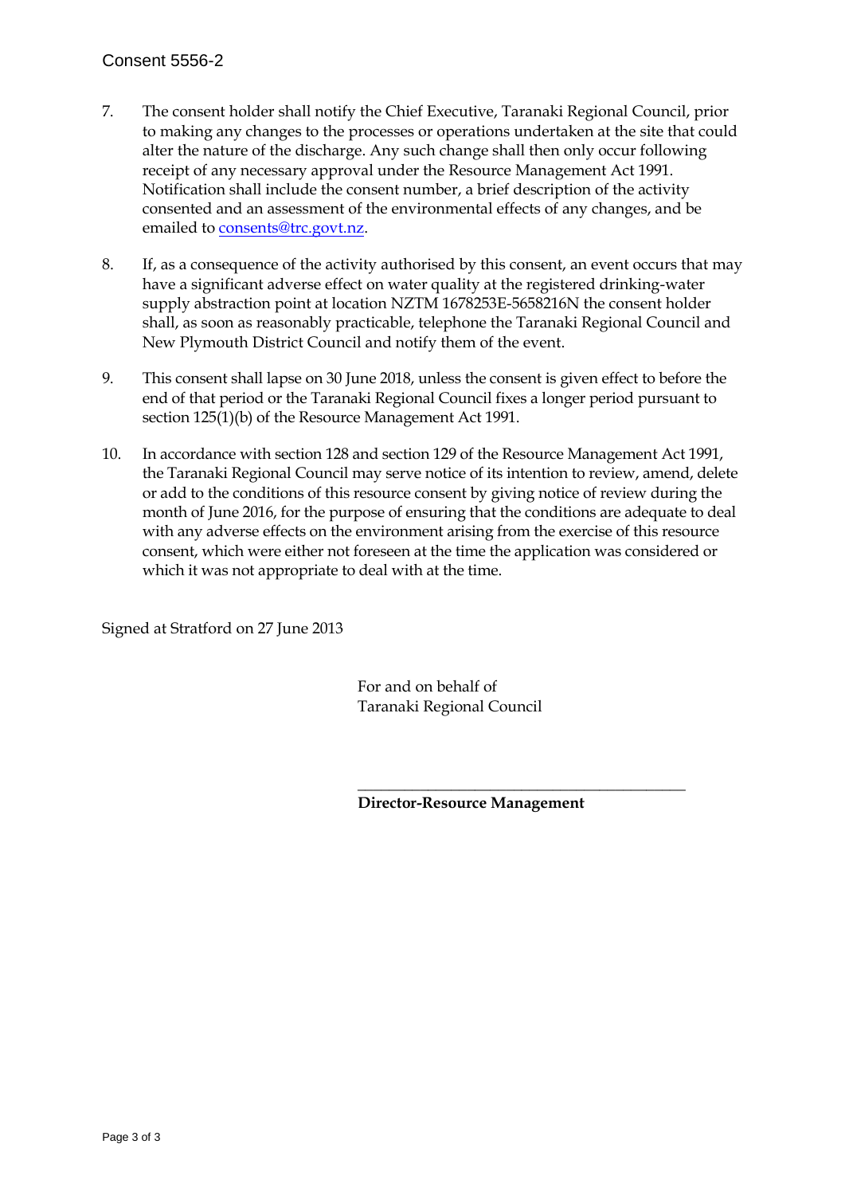7. The consent holder shall notify the Chief Executive, Taranaki Regional Council, prior to making any changes to the processes or operations undertaken at the site that could alter the nature of the discharge. Any such change shall then only occur following receipt of any necessary approval under the Resource Management Act 1991. Notification shall include the consent number, a brief description of the activity consented and an assessment of the environmental effects of any changes, and be emailed to consents@trc.govt.nz.

8. If, as a consequence of the activity authorised by this consent, an event occurs that may have a significant adverse effect on water quality at the registered drinking-water supply abstraction point at location NZTM 1678253E-5658216N the consent holder shall, as soon as reasonably practicable, telephone the Taranaki Regional Council and New Plymouth District Council and notify them of the event.

9. This consent shall lapse on 30 June 2018, unless the consent is given effect to before the end of that period or the Taranaki Regional Council fixes a longer period pursuant to section 125(1)(b) of the Resource Management Act 1991.

10. In accordance with section 128 and section 129 of the Resource Management Act 1991, the Taranaki Regional Council may serve notice of its intention to review, amend, delete or add to the conditions of this resource consent by giving notice of review during the month of June 2016, for the purpose of ensuring that the conditions are adequate to deal with any adverse effects on the environment arising from the exercise of this resource consent, which were either not foreseen at the time the application was considered or which it was not appropriate to deal with at the time.

Signed at Stratford on 27 June 2013

For and on behalf of
Taranaki Regional Council

\_\_\_\_\_\_\_\_\_\_\_\_\_\_\_\_\_\_\_\_\_\_\_\_\_\_\_\_\_\_\_\_\_\_\_\_\_\_\_\_\_\_\_\_

**Director-Resource Management**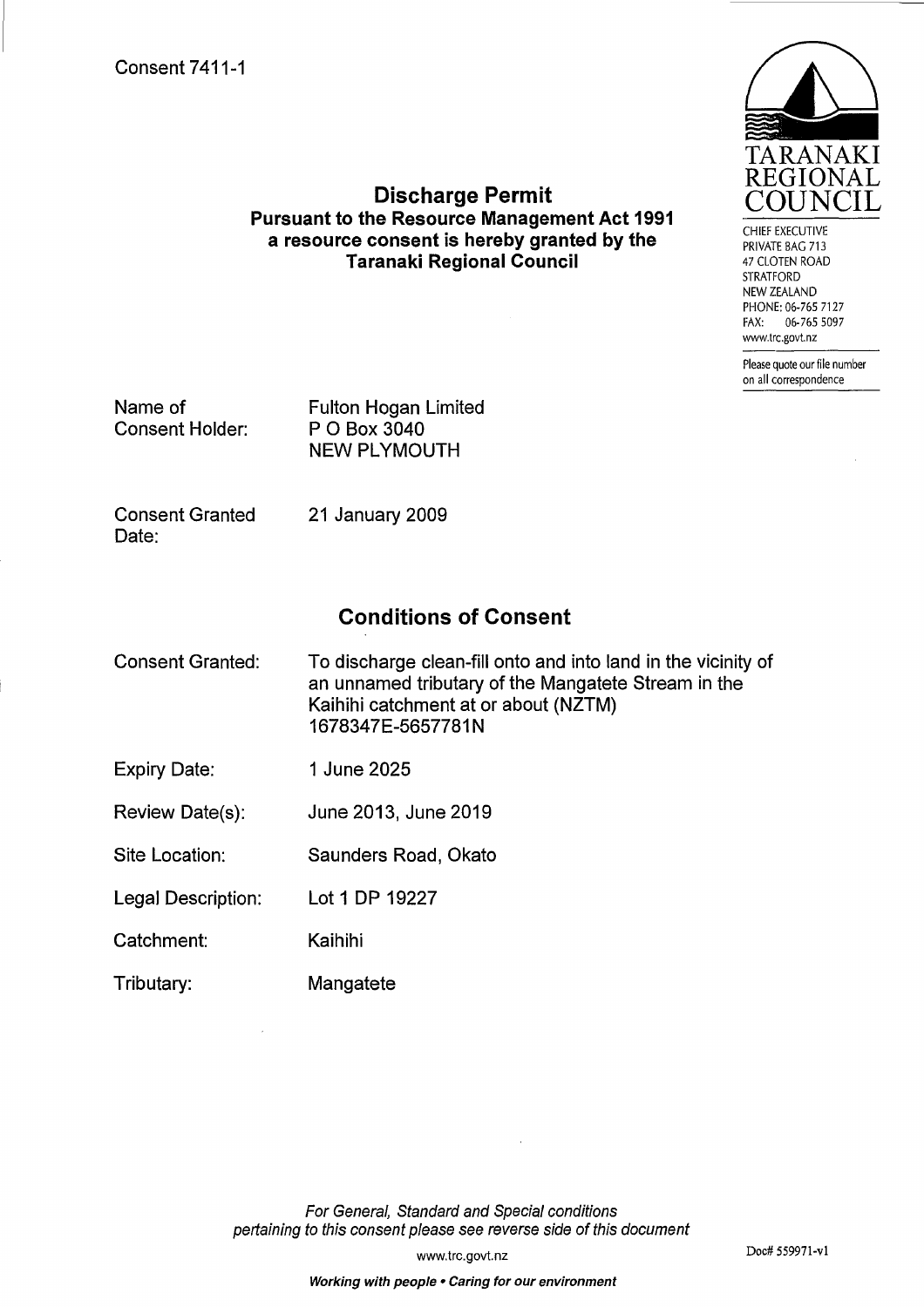Consent 7411-1

TARANAKI REGIONAL COUNCIL

CHIEF EXECUTIVE
PRIVATE BAG 713
47 CLOTEN ROAD
STRATFORD
NEW ZEALAND
PHONE: 06-765 7127
FAX: 06-765 5097
www.trc.govt.nz

Please quote our file number on all correspondence

## Discharge Permit
### Pursuant to the Resource Management Act 1991 a resource consent is hereby granted by the Taranaki Regional Council

| | |
|---|---|
| Name of Consent Holder: | Fulton Hogan Limited<br>P O Box 3040<br>NEW PLYMOUTH |
| Consent Granted Date: | 21 January 2009 |

## Conditions of Consent

| | |
|---|---|
| Consent Granted: | To discharge clean-fill onto and into land in the vicinity of an unnamed tributary of the Mangatete Stream in the Kaihihi catchment at or about (NZTM) 1678347E-5657781N |
| Expiry Date: | 1 June 2025 |
| Review Date(s): | June 2013, June 2019 |
| Site Location: | Saunders Road, Okato |
| Legal Description: | Lot 1 DP 19227 |
| Catchment: | Kaihihi |
| Tributary: | Mangatete |

*For General, Standard and Special conditions pertaining to this consent please see reverse side of this document*

www.trc.govt.nz

Doc# 559971-v1

***Working with people • Caring for our environment***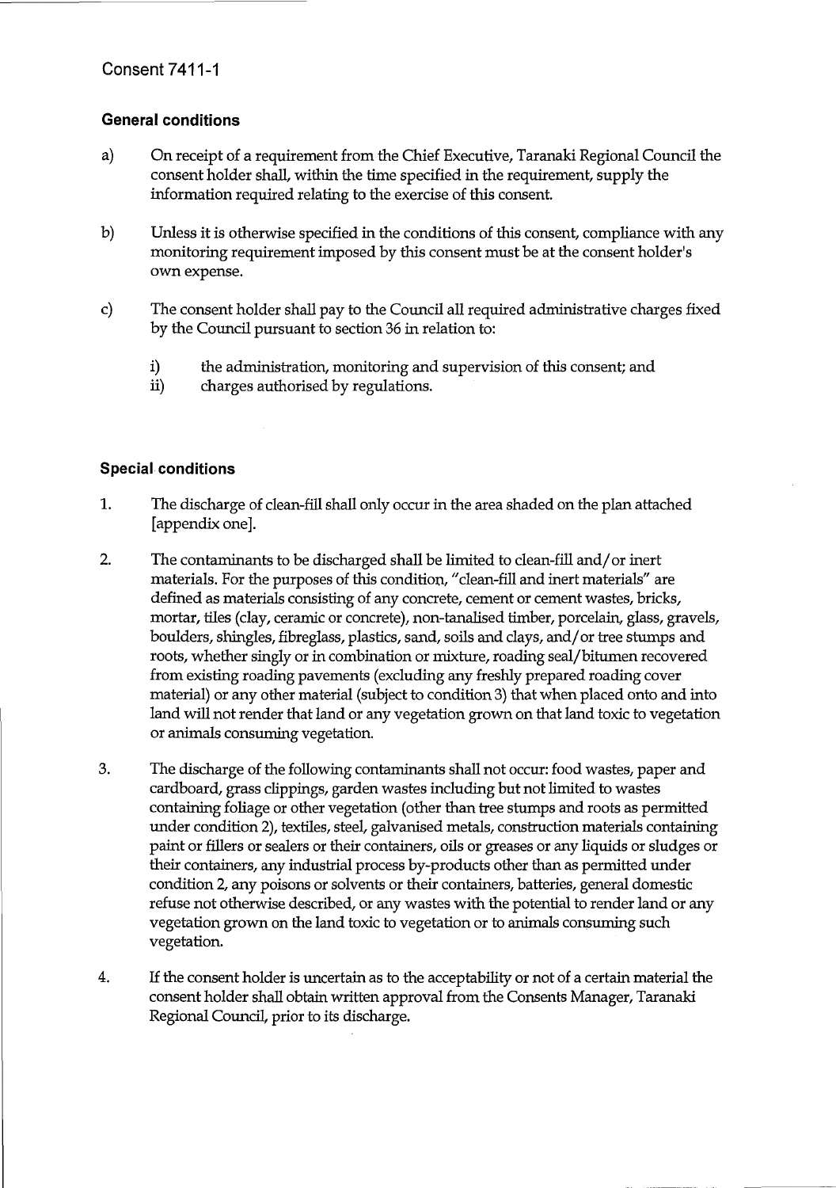Consent 7411-1

## General conditions

a) On receipt of a requirement from the Chief Executive, Taranaki Regional Council the consent holder shall, within the time specified in the requirement, supply the information required relating to the exercise of this consent.

b) Unless it is otherwise specified in the conditions of this consent, compliance with any monitoring requirement imposed by this consent must be at the consent holder's own expense.

c) The consent holder shall pay to the Council all required administrative charges fixed by the Council pursuant to section 36 in relation to:

   i) the administration, monitoring and supervision of this consent; and
   ii) charges authorised by regulations.

## Special conditions

1. The discharge of clean-fill shall only occur in the area shaded on the plan attached [appendix one].

2. The contaminants to be discharged shall be limited to clean-fill and/or inert materials. For the purposes of this condition, "clean-fill and inert materials" are defined as materials consisting of any concrete, cement or cement wastes, bricks, mortar, tiles (clay, ceramic or concrete), non-tanalised timber, porcelain, glass, gravels, boulders, shingles, fibreglass, plastics, sand, soils and clays, and/or tree stumps and roots, whether singly or in combination or mixture, roading seal/bitumen recovered from existing roading pavements (excluding any freshly prepared roading cover material) or any other material (subject to condition 3) that when placed onto and into land will not render that land or any vegetation grown on that land toxic to vegetation or animals consuming vegetation.

3. The discharge of the following contaminants shall not occur: food wastes, paper and cardboard, grass clippings, garden wastes including but not limited to wastes containing foliage or other vegetation (other than tree stumps and roots as permitted under condition 2), textiles, steel, galvanised metals, construction materials containing paint or fillers or sealers or their containers, oils or greases or any liquids or sludges or their containers, any industrial process by-products other than as permitted under condition 2, any poisons or solvents or their containers, batteries, general domestic refuse not otherwise described, or any wastes with the potential to render land or any vegetation grown on the land toxic to vegetation or to animals consuming such vegetation.

4. If the consent holder is uncertain as to the acceptability or not of a certain material the consent holder shall obtain written approval from the Consents Manager, Taranaki Regional Council, prior to its discharge.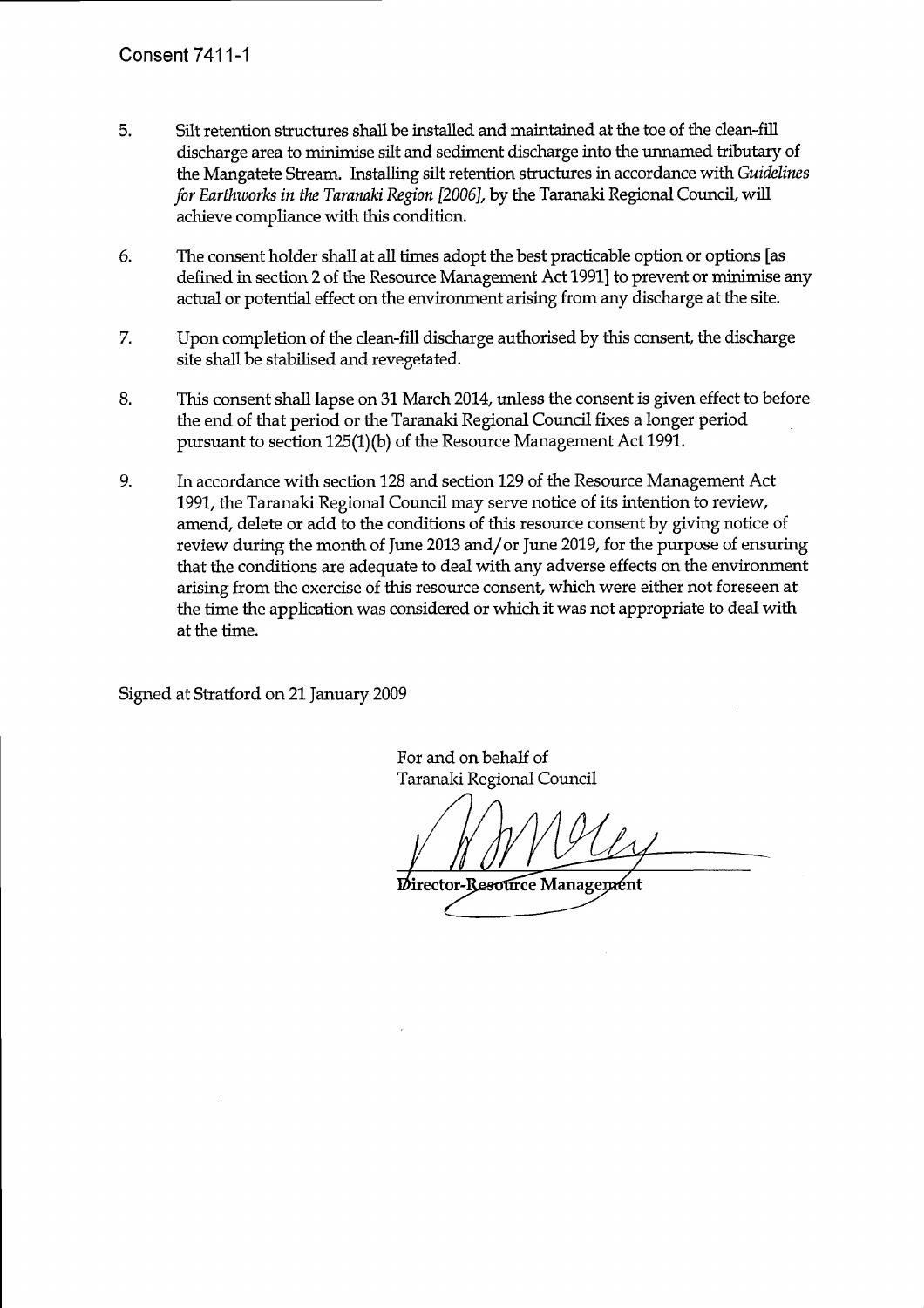Consent 7411-1

5. Silt retention structures shall be installed and maintained at the toe of the clean-fill discharge area to minimise silt and sediment discharge into the unnamed tributary of the Mangatete Stream. Installing silt retention structures in accordance with *Guidelines for Earthworks in the Taranaki Region [2006]*, by the Taranaki Regional Council, will achieve compliance with this condition.

6. The consent holder shall at all times adopt the best practicable option or options [as defined in section 2 of the Resource Management Act 1991] to prevent or minimise any actual or potential effect on the environment arising from any discharge at the site.

7. Upon completion of the clean-fill discharge authorised by this consent, the discharge site shall be stabilised and revegetated.

8. This consent shall lapse on 31 March 2014, unless the consent is given effect to before the end of that period or the Taranaki Regional Council fixes a longer period pursuant to section 125(1)(b) of the Resource Management Act 1991.

9. In accordance with section 128 and section 129 of the Resource Management Act 1991, the Taranaki Regional Council may serve notice of its intention to review, amend, delete or add to the conditions of this resource consent by giving notice of review during the month of June 2013 and/or June 2019, for the purpose of ensuring that the conditions are adequate to deal with any adverse effects on the environment arising from the exercise of this resource consent, which were either not foreseen at the time the application was considered or which it was not appropriate to deal with at the time.

Signed at Stratford on 21 January 2009

For and on behalf of
Taranaki Regional Council

Director-Resource Management